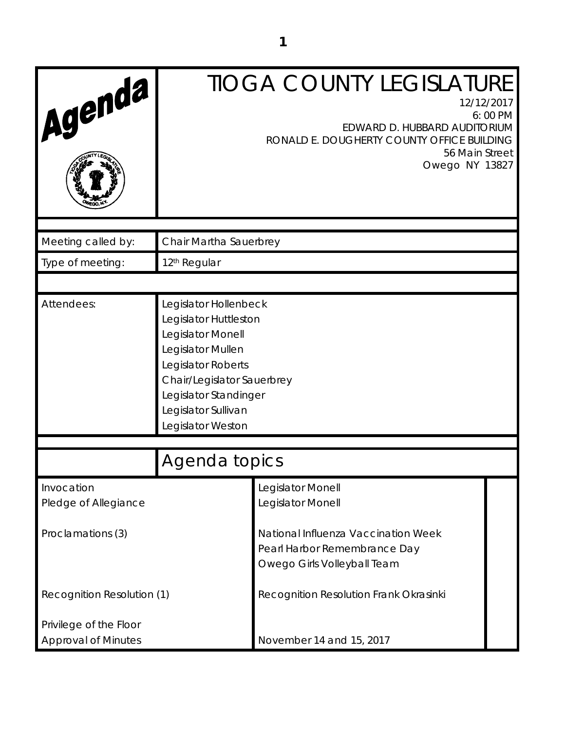# Agenda

# TIOGA COUNTY LEGISLATURE

12/12/2017
6: 00 PM
EDWARD D. HUBBARD AUDITORIUM
RONALD E. DOUGHERTY COUNTY OFFICE BUILDING
56 Main Street
Owego NY 13827

| | |
|---|---|
| Meeting called by: | Chair Martha Sauerbrey |
| Type of meeting: | 12th Regular |
| Attendees: | Legislator Hollenbeck<br>Legislator Huttleston<br>Legislator Monell<br>Legislator Mullen<br>Legislator Roberts<br>Chair/Legislator Sauerbrey<br>Legislator Standinger<br>Legislator Sullivan<br>Legislator Weston |

## Agenda topics

| | |
|---|---|
| Invocation | Legislator Monell |
| Pledge of Allegiance | Legislator Monell |
| Proclamations (3) | National Influenza Vaccination Week<br>Pearl Harbor Remembrance Day<br>Owego Girls Volleyball Team |
| Recognition Resolution (1) | Recognition Resolution Frank Okrasinki |
| Privilege of the Floor | |
| Approval of Minutes | November 14 and 15, 2017 |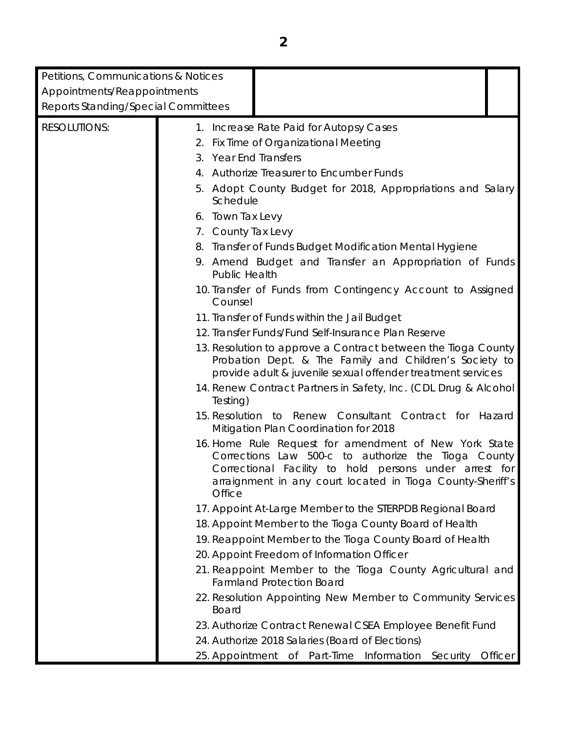| Petitions, Communications & Notices<br>Appointments/Reappointments<br>Reports Standing/Special Committees | | |
|---|---|---|
| RESOLUTIONS: | 1. Increase Rate Paid for Autopsy Cases<br>2. Fix Time of Organizational Meeting<br>3. Year End Transfers<br>4. Authorize Treasurer to Encumber Funds<br>5. Adopt County Budget for 2018, Appropriations and Salary Schedule<br>6. Town Tax Levy<br>7. County Tax Levy<br>8. Transfer of Funds Budget Modification Mental Hygiene<br>9. Amend Budget and Transfer an Appropriation of Funds Public Health<br>10. Transfer of Funds from Contingency Account to Assigned Counsel<br>11. Transfer of Funds within the Jail Budget<br>12. Transfer Funds/Fund Self-Insurance Plan Reserve<br>13. Resolution to approve a Contract between the Tioga County Probation Dept. & The Family and Children's Society to provide adult & juvenile sexual offender treatment services<br>14. Renew Contract Partners in Safety, Inc. (CDL Drug & Alcohol Testing)<br>15. Resolution to Renew Consultant Contract for Hazard Mitigation Plan Coordination for 2018<br>16. Home Rule Request for amendment of New York State Corrections Law 500-c to authorize the Tioga County Correctional Facility to hold persons under arrest for arraignment in any court located in Tioga County-Sheriff's Office<br>17. Appoint At-Large Member to the STERPDB Regional Board<br>18. Appoint Member to the Tioga County Board of Health<br>19. Reappoint Member to the Tioga County Board of Health<br>20. Appoint Freedom of Information Officer<br>21. Reappoint Member to the Tioga County Agricultural and Farmland Protection Board<br>22. Resolution Appointing New Member to Community Services Board<br>23. Authorize Contract Renewal CSEA Employee Benefit Fund<br>24. Authorize 2018 Salaries (Board of Elections)<br>25. Appointment of Part-Time Information Security Officer | |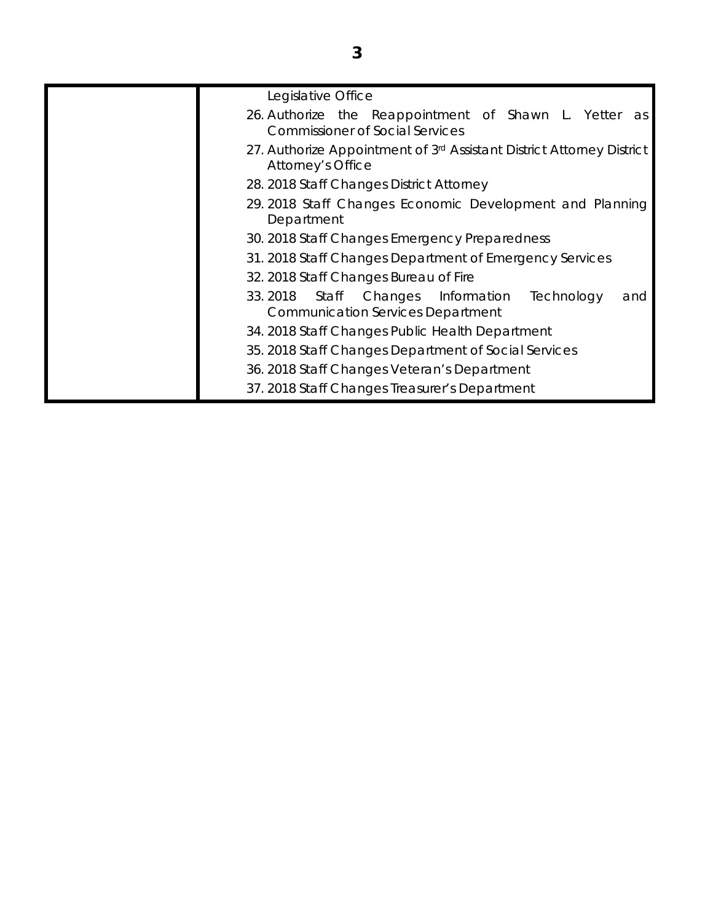| | |
|---|---|
| | Legislative Office |
| | 26. Authorize the Reappointment of Shawn L. Yetter as Commissioner of Social Services |
| | 27. Authorize Appointment of 3rd Assistant District Attorney District Attorney's Office |
| | 28. 2018 Staff Changes District Attorney |
| | 29. 2018 Staff Changes Economic Development and Planning Department |
| | 30. 2018 Staff Changes Emergency Preparedness |
| | 31. 2018 Staff Changes Department of Emergency Services |
| | 32. 2018 Staff Changes Bureau of Fire |
| | 33. 2018 Staff Changes Information Technology and Communication Services Department |
| | 34. 2018 Staff Changes Public Health Department |
| | 35. 2018 Staff Changes Department of Social Services |
| | 36. 2018 Staff Changes Veteran's Department |
| | 37. 2018 Staff Changes Treasurer's Department |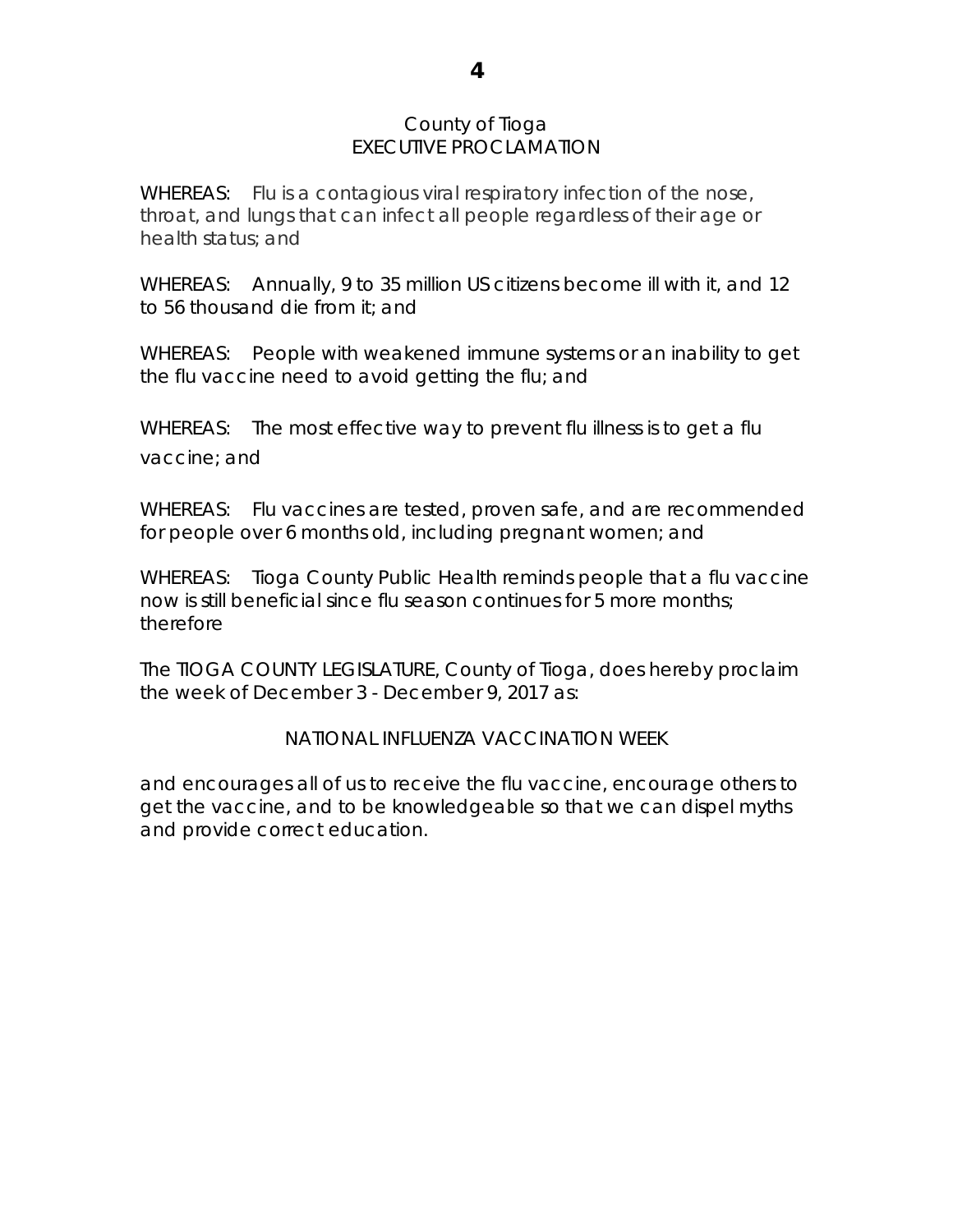County of Tioga
EXECUTIVE PROCLAMATION

WHEREAS: Flu is a contagious viral respiratory infection of the nose, throat, and lungs that can infect all people regardless of their age or health status; and

WHEREAS: Annually, 9 to 35 million US citizens become ill with it, and 12 to 56 thousand die from it; and

WHEREAS: People with weakened immune systems or an inability to get the flu vaccine need to avoid getting the flu; and

WHEREAS: The most effective way to prevent flu illness is to get a flu vaccine; and

WHEREAS: Flu vaccines are tested, proven safe, and are recommended for people over 6 months old, including pregnant women; and

WHEREAS: Tioga County Public Health reminds people that a flu vaccine now is still beneficial since flu season continues for 5 more months; therefore

The TIOGA COUNTY LEGISLATURE, County of Tioga, does hereby proclaim the week of December 3 - December 9, 2017 as:

NATIONAL INFLUENZA VACCINATION WEEK

and encourages all of us to receive the flu vaccine, encourage others to get the vaccine, and to be knowledgeable so that we can dispel myths and provide correct education.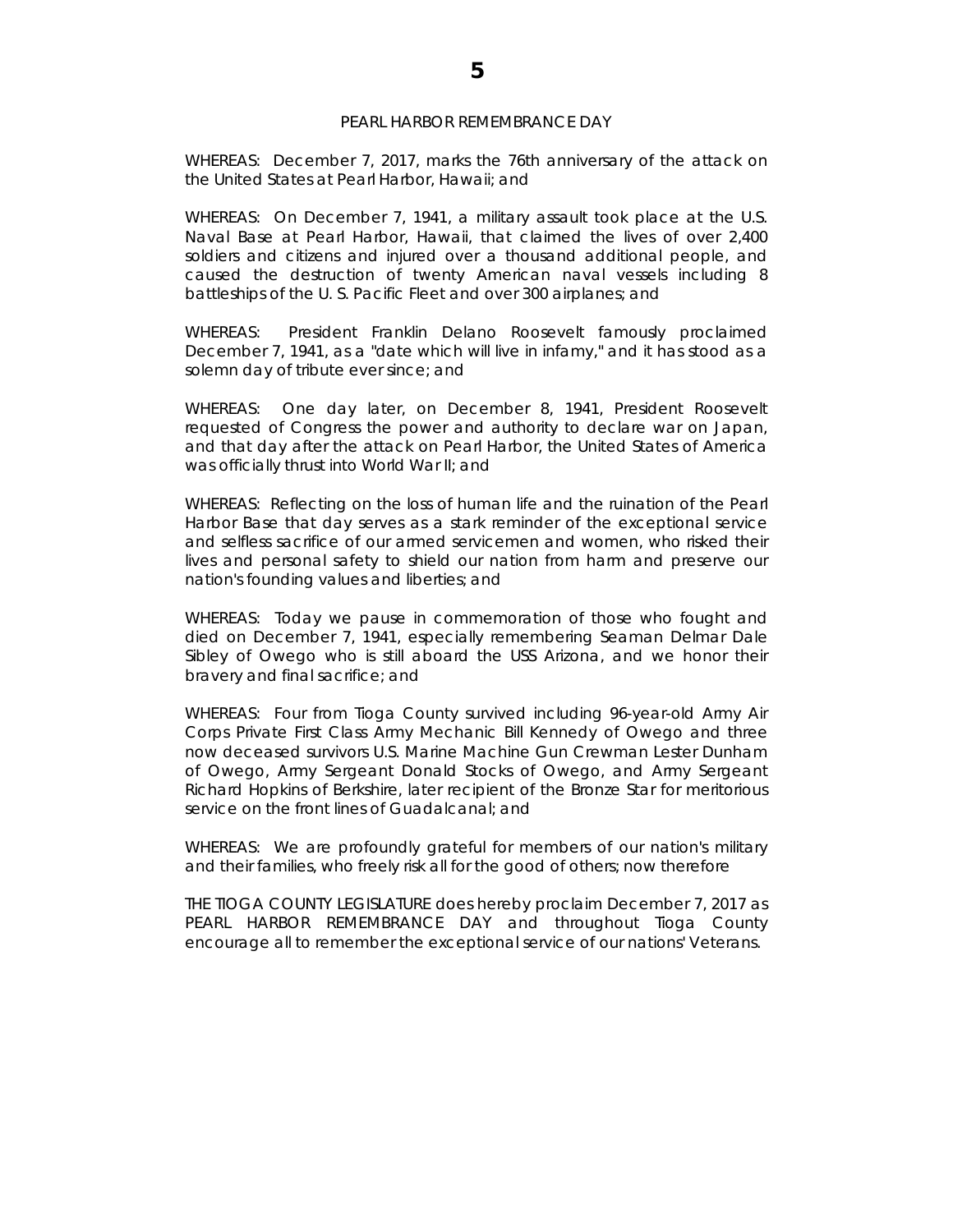## PEARL HARBOR REMEMBRANCE DAY

WHEREAS: December 7, 2017, marks the 76th anniversary of the attack on the United States at Pearl Harbor, Hawaii; and

WHEREAS: On December 7, 1941, a military assault took place at the U.S. Naval Base at Pearl Harbor, Hawaii, that claimed the lives of over 2,400 soldiers and citizens and injured over a thousand additional people, and caused the destruction of twenty American naval vessels including 8 battleships of the U. S. Pacific Fleet and over 300 airplanes; and

WHEREAS: President Franklin Delano Roosevelt famously proclaimed December 7, 1941, as a "date which will live in infamy," and it has stood as a solemn day of tribute ever since; and

WHEREAS: One day later, on December 8, 1941, President Roosevelt requested of Congress the power and authority to declare war on Japan, and that day after the attack on Pearl Harbor, the United States of America was officially thrust into World War II; and

WHEREAS: Reflecting on the loss of human life and the ruination of the Pearl Harbor Base that day serves as a stark reminder of the exceptional service and selfless sacrifice of our armed servicemen and women, who risked their lives and personal safety to shield our nation from harm and preserve our nation's founding values and liberties; and

WHEREAS: Today we pause in commemoration of those who fought and died on December 7, 1941, especially remembering Seaman Delmar Dale Sibley of Owego who is still aboard the USS Arizona, and we honor their bravery and final sacrifice; and

WHEREAS: Four from Tioga County survived including 96-year-old Army Air Corps Private First Class Army Mechanic Bill Kennedy of Owego and three now deceased survivors U.S. Marine Machine Gun Crewman Lester Dunham of Owego, Army Sergeant Donald Stocks of Owego, and Army Sergeant Richard Hopkins of Berkshire, later recipient of the Bronze Star for meritorious service on the front lines of Guadalcanal; and

WHEREAS: We are profoundly grateful for members of our nation's military and their families, who freely risk all for the good of others; now therefore

THE TIOGA COUNTY LEGISLATURE does hereby proclaim December 7, 2017 as PEARL HARBOR REMEMBRANCE DAY and throughout Tioga County encourage all to remember the exceptional service of our nations' Veterans.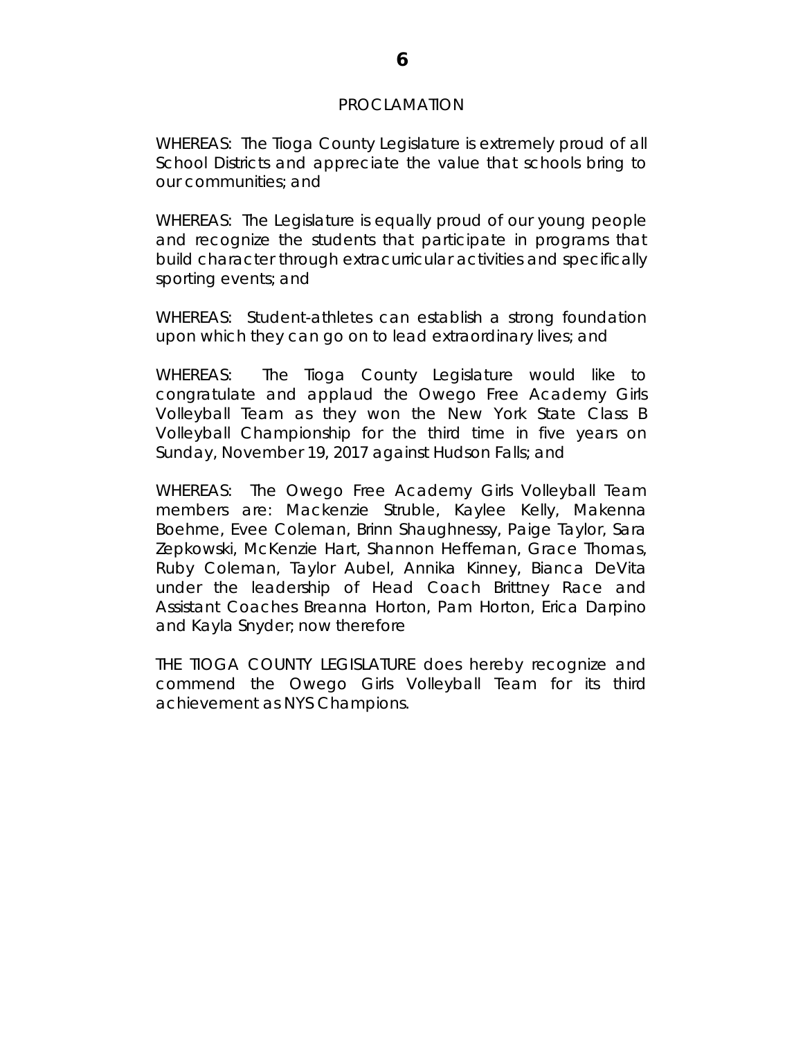# PROCLAMATION

WHEREAS: The Tioga County Legislature is extremely proud of all School Districts and appreciate the value that schools bring to our communities; and

WHEREAS: The Legislature is equally proud of our young people and recognize the students that participate in programs that build character through extracurricular activities and specifically sporting events; and

WHEREAS: Student-athletes can establish a strong foundation upon which they can go on to lead extraordinary lives; and

WHEREAS: The Tioga County Legislature would like to congratulate and applaud the Owego Free Academy Girls Volleyball Team as they won the New York State Class B Volleyball Championship for the third time in five years on Sunday, November 19, 2017 against Hudson Falls; and

WHEREAS: The Owego Free Academy Girls Volleyball Team members are: Mackenzie Struble, Kaylee Kelly, Makenna Boehme, Evee Coleman, Brinn Shaughnessy, Paige Taylor, Sara Zepkowski, McKenzie Hart, Shannon Heffernan, Grace Thomas, Ruby Coleman, Taylor Aubel, Annika Kinney, Bianca DeVita under the leadership of Head Coach Brittney Race and Assistant Coaches Breanna Horton, Pam Horton, Erica Darpino and Kayla Snyder; now therefore

THE TIOGA COUNTY LEGISLATURE does hereby recognize and commend the Owego Girls Volleyball Team for its third achievement as NYS Champions.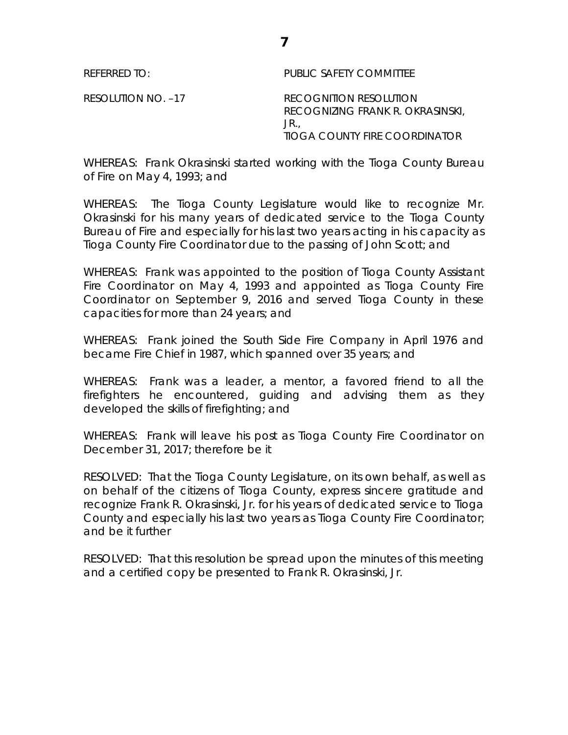REFERRED TO: PUBLIC SAFETY COMMITTEE

RESOLUTION NO. –17 RECOGNITION RESOLUTION
RECOGNIZING FRANK R. OKRASINSKI, JR.,
TIOGA COUNTY FIRE COORDINATOR

WHEREAS: Frank Okrasinski started working with the Tioga County Bureau of Fire on May 4, 1993; and

WHEREAS: The Tioga County Legislature would like to recognize Mr. Okrasinski for his many years of dedicated service to the Tioga County Bureau of Fire and especially for his last two years acting in his capacity as Tioga County Fire Coordinator due to the passing of John Scott; and

WHEREAS: Frank was appointed to the position of Tioga County Assistant Fire Coordinator on May 4, 1993 and appointed as Tioga County Fire Coordinator on September 9, 2016 and served Tioga County in these capacities for more than 24 years; and

WHEREAS: Frank joined the South Side Fire Company in April 1976 and became Fire Chief in 1987, which spanned over 35 years; and

WHEREAS: Frank was a leader, a mentor, a favored friend to all the firefighters he encountered, guiding and advising them as they developed the skills of firefighting; and

WHEREAS: Frank will leave his post as Tioga County Fire Coordinator on December 31, 2017; therefore be it

RESOLVED: That the Tioga County Legislature, on its own behalf, as well as on behalf of the citizens of Tioga County, express sincere gratitude and recognize Frank R. Okrasinski, Jr. for his years of dedicated service to Tioga County and especially his last two years as Tioga County Fire Coordinator; and be it further

RESOLVED: That this resolution be spread upon the minutes of this meeting and a certified copy be presented to Frank R. Okrasinski, Jr.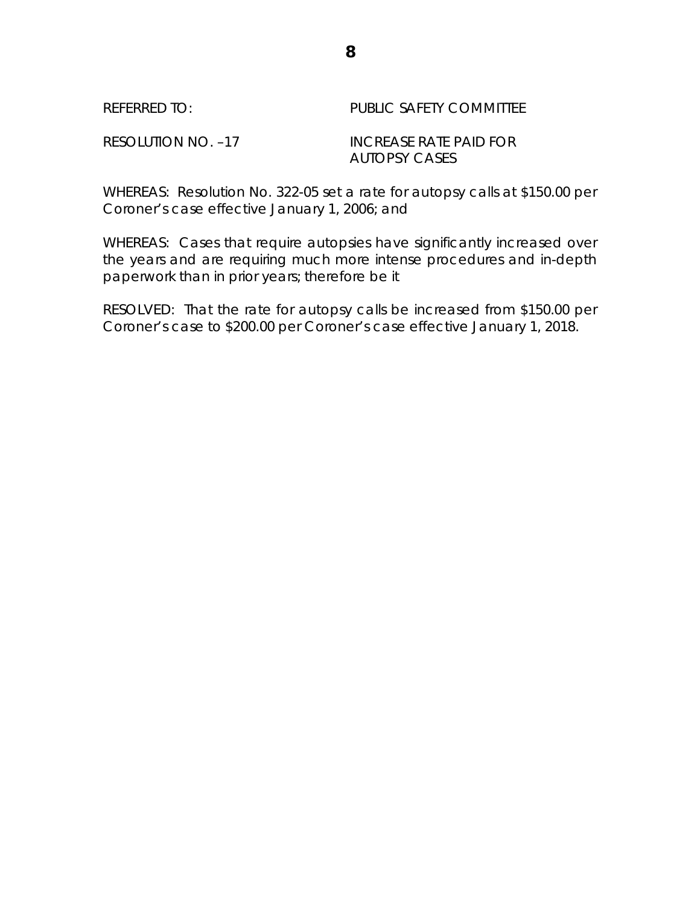REFERRED TO: PUBLIC SAFETY COMMITTEE

RESOLUTION NO. –17 INCREASE RATE PAID FOR AUTOPSY CASES

WHEREAS: Resolution No. 322-05 set a rate for autopsy calls at $150.00 per Coroner's case effective January 1, 2006; and

WHEREAS: Cases that require autopsies have significantly increased over the years and are requiring much more intense procedures and in-depth paperwork than in prior years; therefore be it

RESOLVED: That the rate for autopsy calls be increased from $150.00 per Coroner's case to $200.00 per Coroner's case effective January 1, 2018.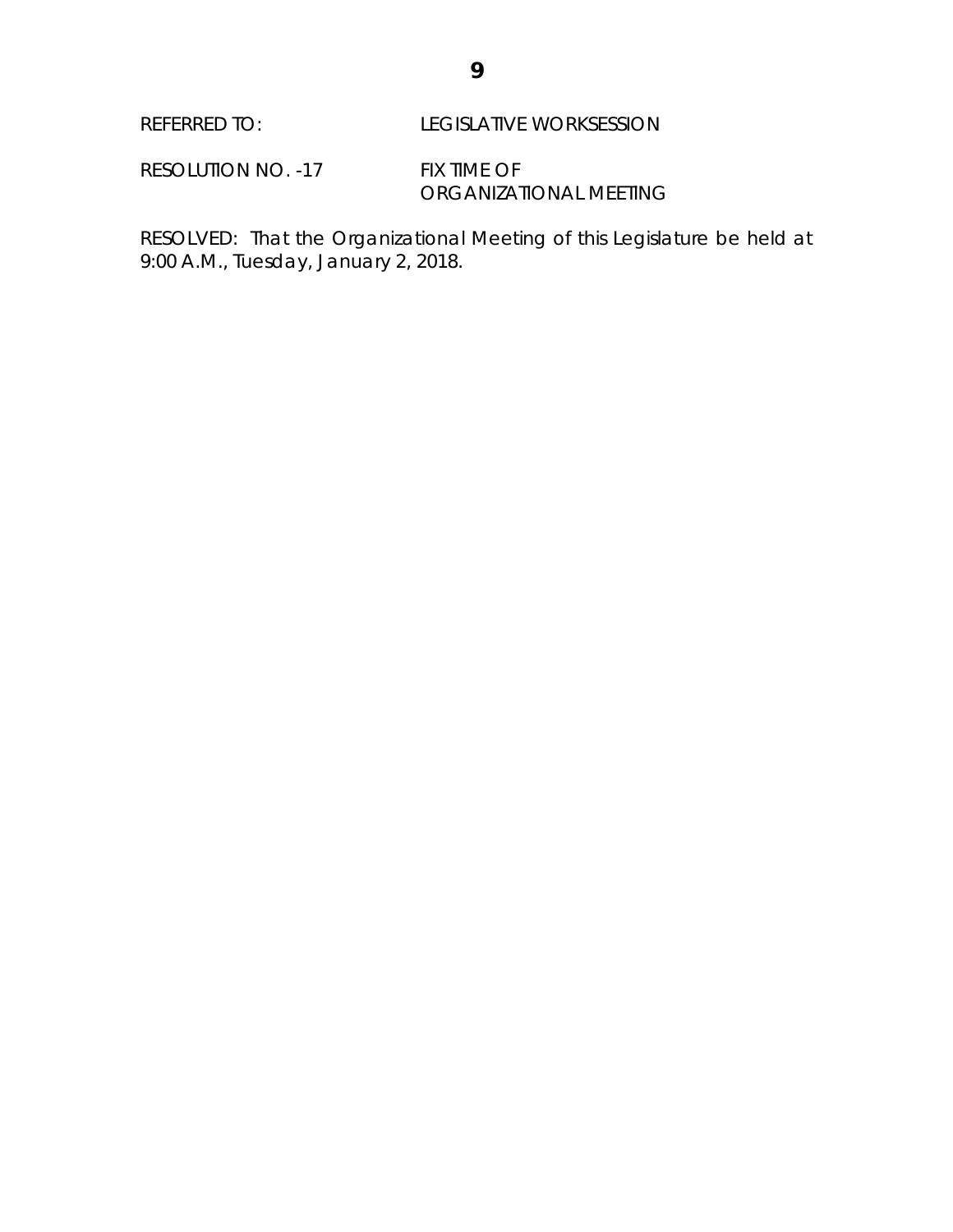REFERRED TO: LEGISLATIVE WORKSESSION

RESOLUTION NO. -17 FIX TIME OF ORGANIZATIONAL MEETING

RESOLVED: That the Organizational Meeting of this Legislature be held at 9:00 A.M., Tuesday, January 2, 2018.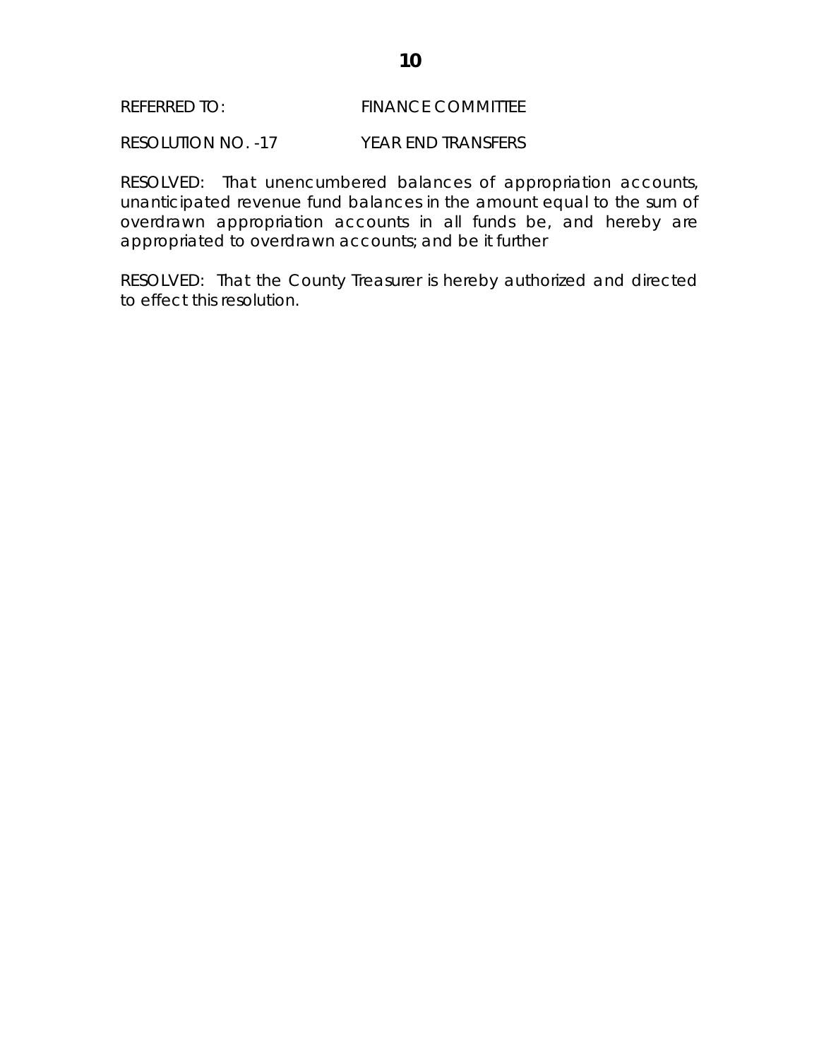REFERRED TO: FINANCE COMMITTEE

RESOLUTION NO. -17 YEAR END TRANSFERS

RESOLVED: That unencumbered balances of appropriation accounts, unanticipated revenue fund balances in the amount equal to the sum of overdrawn appropriation accounts in all funds be, and hereby are appropriated to overdrawn accounts; and be it further

RESOLVED: That the County Treasurer is hereby authorized and directed to effect this resolution.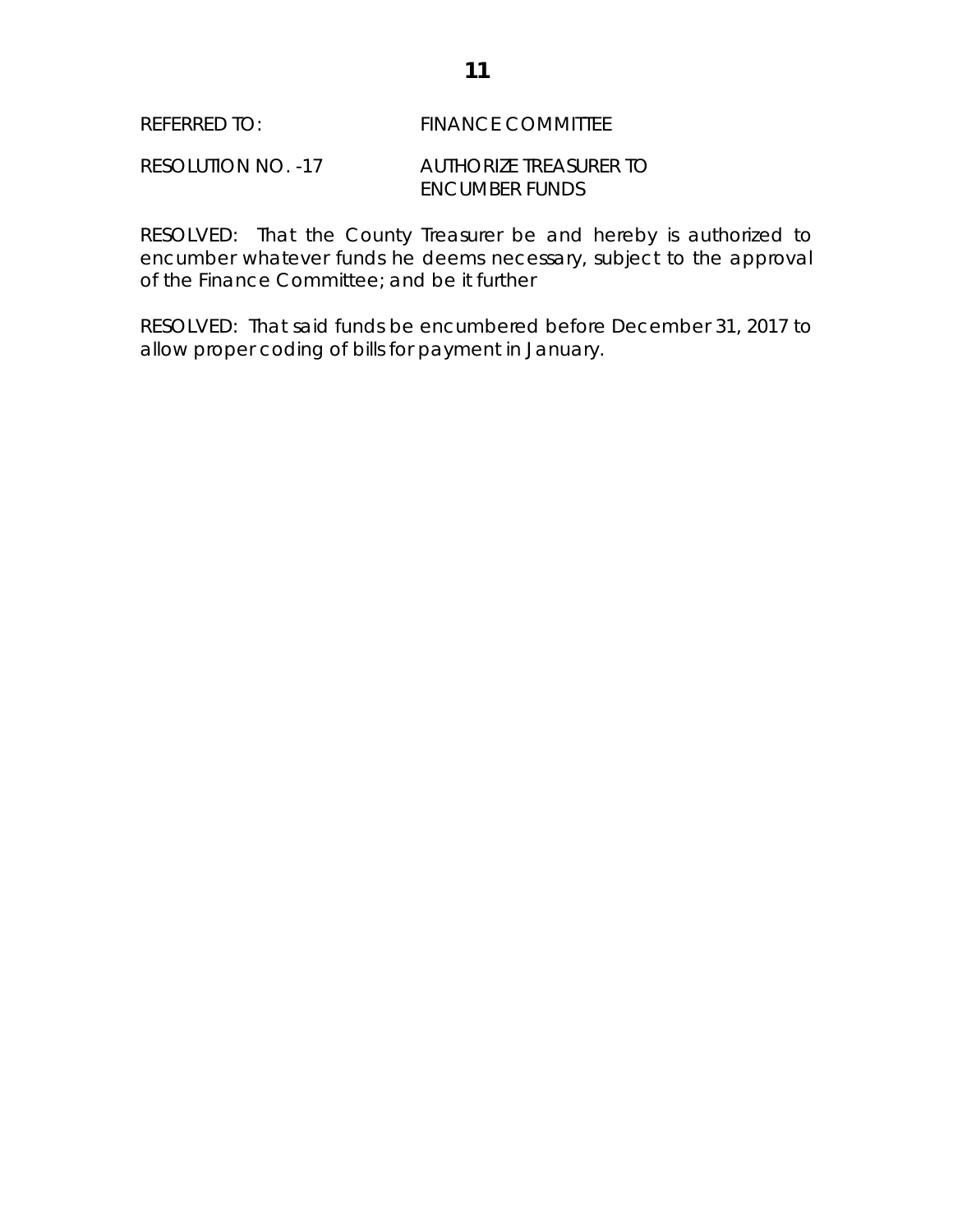REFERRED TO: FINANCE COMMITTEE

RESOLUTION NO. -17 AUTHORIZE TREASURER TO ENCUMBER FUNDS

RESOLVED: That the County Treasurer be and hereby is authorized to encumber whatever funds he deems necessary, subject to the approval of the Finance Committee; and be it further

RESOLVED: That said funds be encumbered before December 31, 2017 to allow proper coding of bills for payment in January.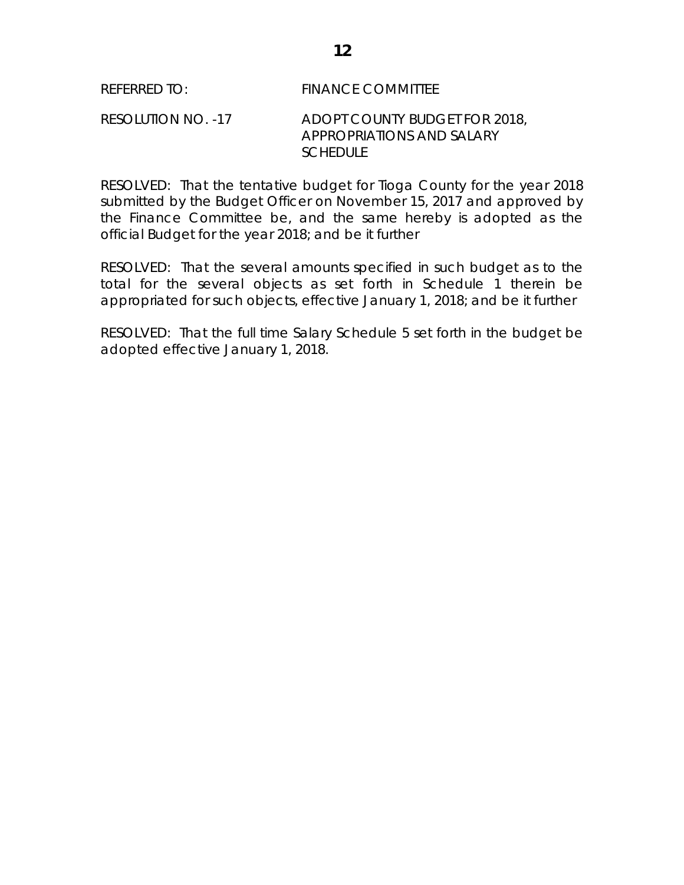REFERRED TO: FINANCE COMMITTEE

RESOLUTION NO. -17 ADOPT COUNTY BUDGET FOR 2018, APPROPRIATIONS AND SALARY SCHEDULE

RESOLVED: That the tentative budget for Tioga County for the year 2018 submitted by the Budget Officer on November 15, 2017 and approved by the Finance Committee be, and the same hereby is adopted as the official Budget for the year 2018; and be it further

RESOLVED: That the several amounts specified in such budget as to the total for the several objects as set forth in Schedule 1 therein be appropriated for such objects, effective January 1, 2018; and be it further

RESOLVED: That the full time Salary Schedule 5 set forth in the budget be adopted effective January 1, 2018.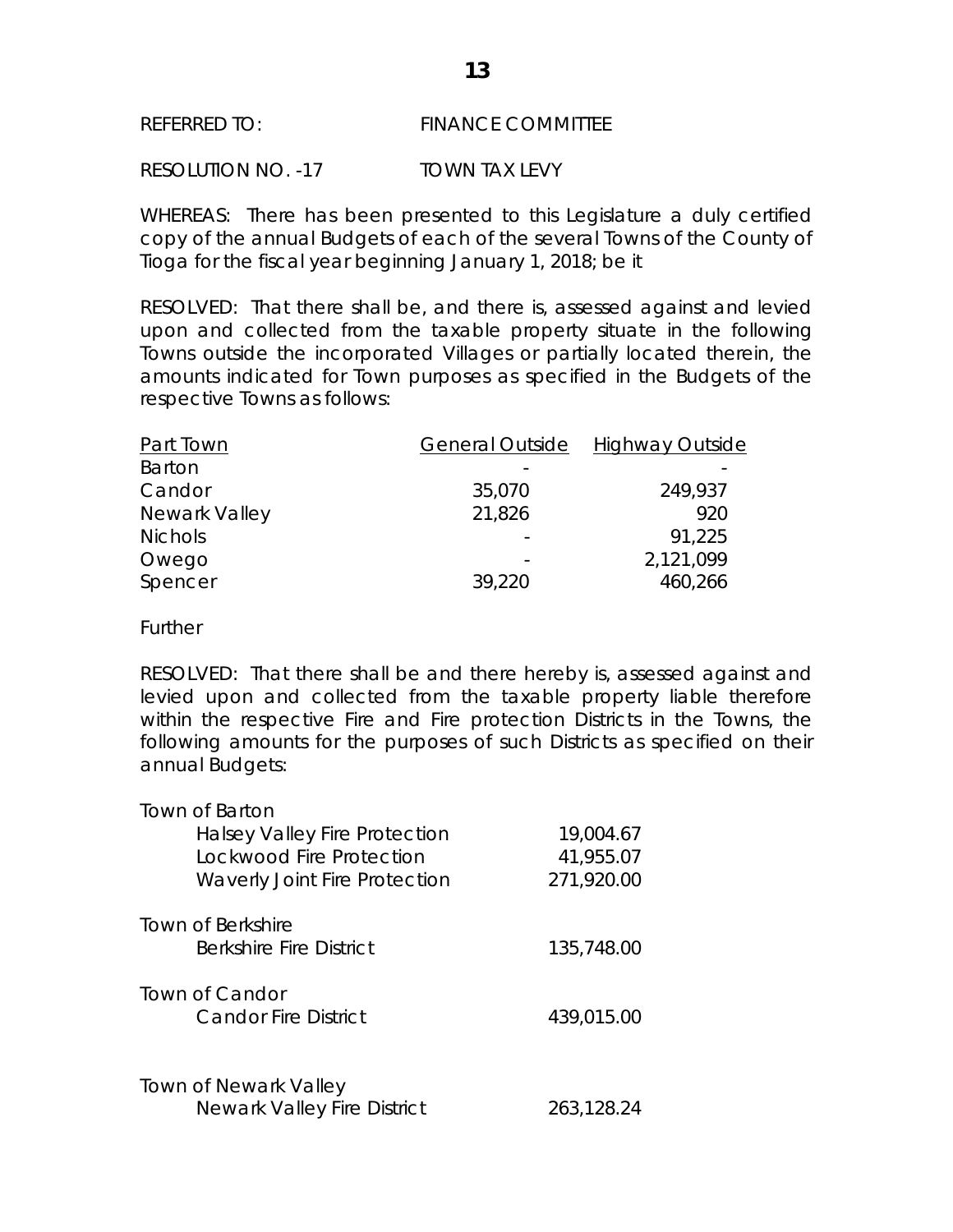REFERRED TO: FINANCE COMMITTEE

RESOLUTION NO. -17 TOWN TAX LEVY

WHEREAS: There has been presented to this Legislature a duly certified copy of the annual Budgets of each of the several Towns of the County of Tioga for the fiscal year beginning January 1, 2018; be it

RESOLVED: That there shall be, and there is, assessed against and levied upon and collected from the taxable property situate in the following Towns outside the incorporated Villages or partially located therein, the amounts indicated for Town purposes as specified in the Budgets of the respective Towns as follows:

| Part Town | General Outside | Highway Outside |
|---|---|---|
| Barton | - | - |
| Candor | 35,070 | 249,937 |
| Newark Valley | 21,826 | 920 |
| Nichols | - | 91,225 |
| Owego | - | 2,121,099 |
| Spencer | 39,220 | 460,266 |

Further

RESOLVED: That there shall be and there hereby is, assessed against and levied upon and collected from the taxable property liable therefore within the respective Fire and Fire protection Districts in the Towns, the following amounts for the purposes of such Districts as specified on their annual Budgets:

| | |
|---|---|
| **Town of Barton** | |
| Halsey Valley Fire Protection | 19,004.67 |
| Lockwood Fire Protection | 41,955.07 |
| Waverly Joint Fire Protection | 271,920.00 |
| **Town of Berkshire** | |
| Berkshire Fire District | 135,748.00 |
| **Town of Candor** | |
| Candor Fire District | 439,015.00 |
| **Town of Newark Valley** | |
| Newark Valley Fire District | 263,128.24 |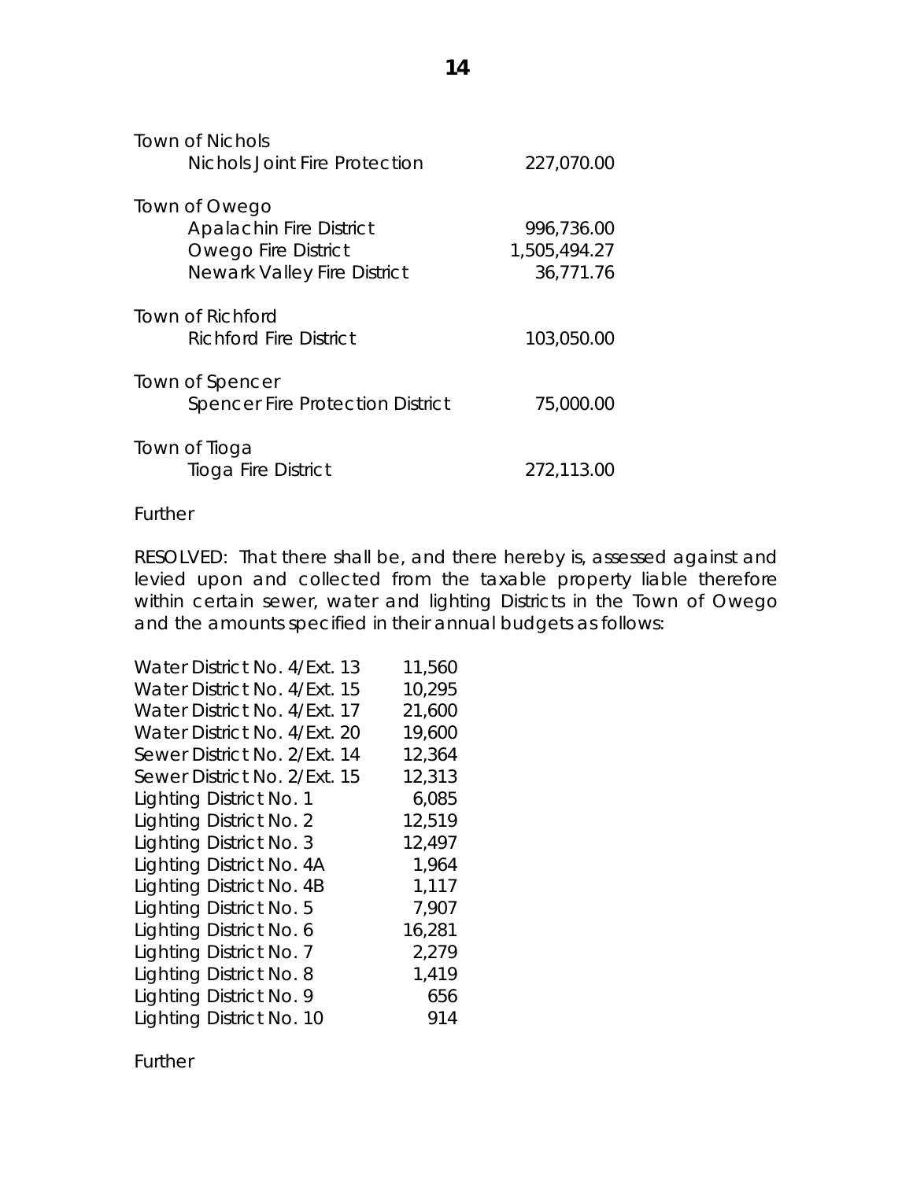Town of Nichols

| | |
|---|---|
| Nichols Joint Fire Protection | 227,070.00 |

Town of Owego

| | |
|---|---|
| Apalachin Fire District | 996,736.00 |
| Owego Fire District | 1,505,494.27 |
| Newark Valley Fire District | 36,771.76 |

Town of Richford

| | |
|---|---|
| Richford Fire District | 103,050.00 |

Town of Spencer

| | |
|---|---|
| Spencer Fire Protection District | 75,000.00 |

Town of Tioga

| | |
|---|---|
| Tioga Fire District | 272,113.00 |

Further

RESOLVED: That there shall be, and there hereby is, assessed against and levied upon and collected from the taxable property liable therefore within certain sewer, water and lighting Districts in the Town of Owego and the amounts specified in their annual budgets as follows:

| | |
|---|---|
| Water District No. 4/Ext. 13 | 11,560 |
| Water District No. 4/Ext. 15 | 10,295 |
| Water District No. 4/Ext. 17 | 21,600 |
| Water District No. 4/Ext. 20 | 19,600 |
| Sewer District No. 2/Ext. 14 | 12,364 |
| Sewer District No. 2/Ext. 15 | 12,313 |
| Lighting District No. 1 | 6,085 |
| Lighting District No. 2 | 12,519 |
| Lighting District No. 3 | 12,497 |
| Lighting District No. 4A | 1,964 |
| Lighting District No. 4B | 1,117 |
| Lighting District No. 5 | 7,907 |
| Lighting District No. 6 | 16,281 |
| Lighting District No. 7 | 2,279 |
| Lighting District No. 8 | 1,419 |
| Lighting District No. 9 | 656 |
| Lighting District No. 10 | 914 |

Further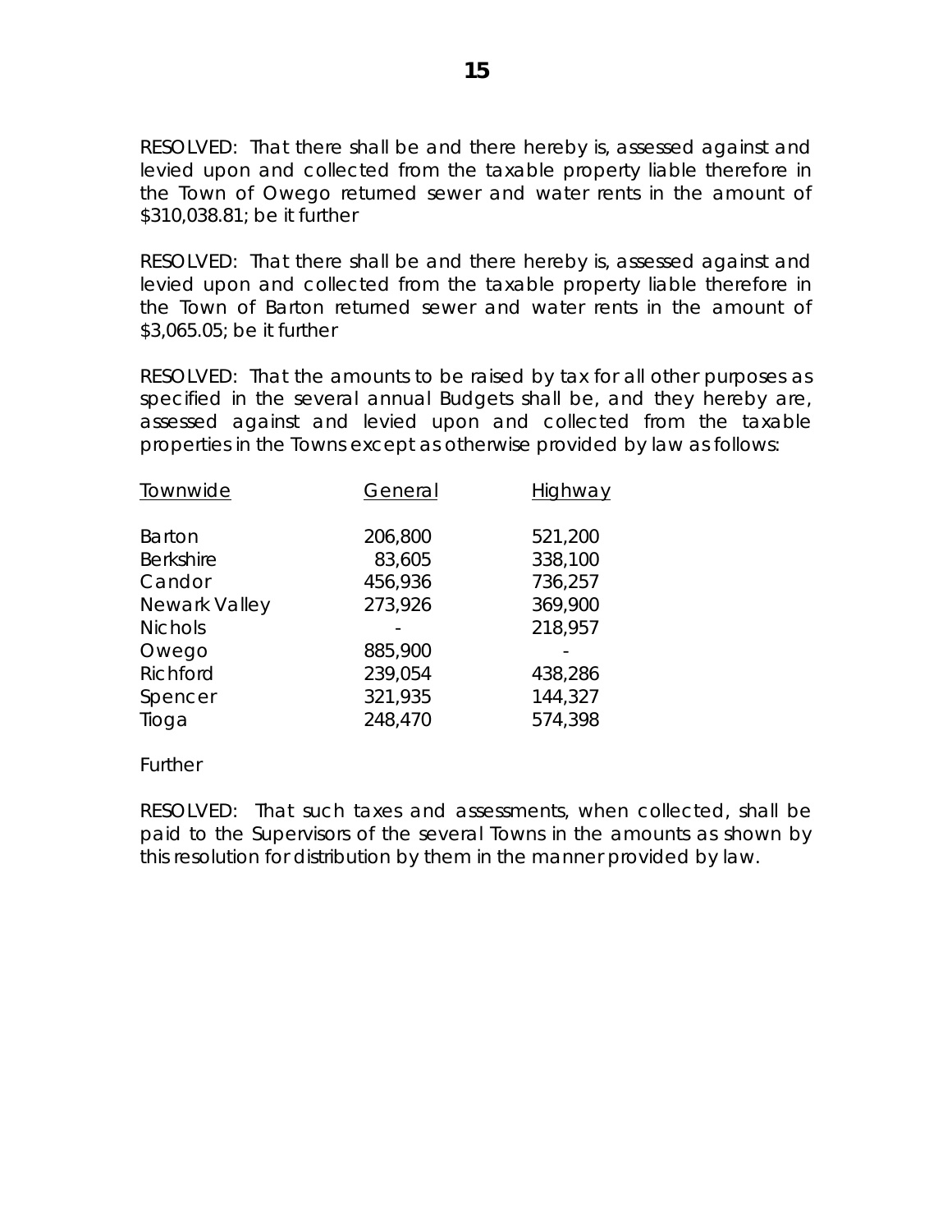RESOLVED: That there shall be and there hereby is, assessed against and levied upon and collected from the taxable property liable therefore in the Town of Owego returned sewer and water rents in the amount of $310,038.81; be it further

RESOLVED: That there shall be and there hereby is, assessed against and levied upon and collected from the taxable property liable therefore in the Town of Barton returned sewer and water rents in the amount of $3,065.05; be it further

RESOLVED: That the amounts to be raised by tax for all other purposes as specified in the several annual Budgets shall be, and they hereby are, assessed against and levied upon and collected from the taxable properties in the Towns except as otherwise provided by law as follows:

| Townwide | General | Highway |
|---|---|---|
| Barton | 206,800 | 521,200 |
| Berkshire | 83,605 | 338,100 |
| Candor | 456,936 | 736,257 |
| Newark Valley | 273,926 | 369,900 |
| Nichols | - | 218,957 |
| Owego | 885,900 | - |
| Richford | 239,054 | 438,286 |
| Spencer | 321,935 | 144,327 |
| Tioga | 248,470 | 574,398 |

Further

RESOLVED: That such taxes and assessments, when collected, shall be paid to the Supervisors of the several Towns in the amounts as shown by this resolution for distribution by them in the manner provided by law.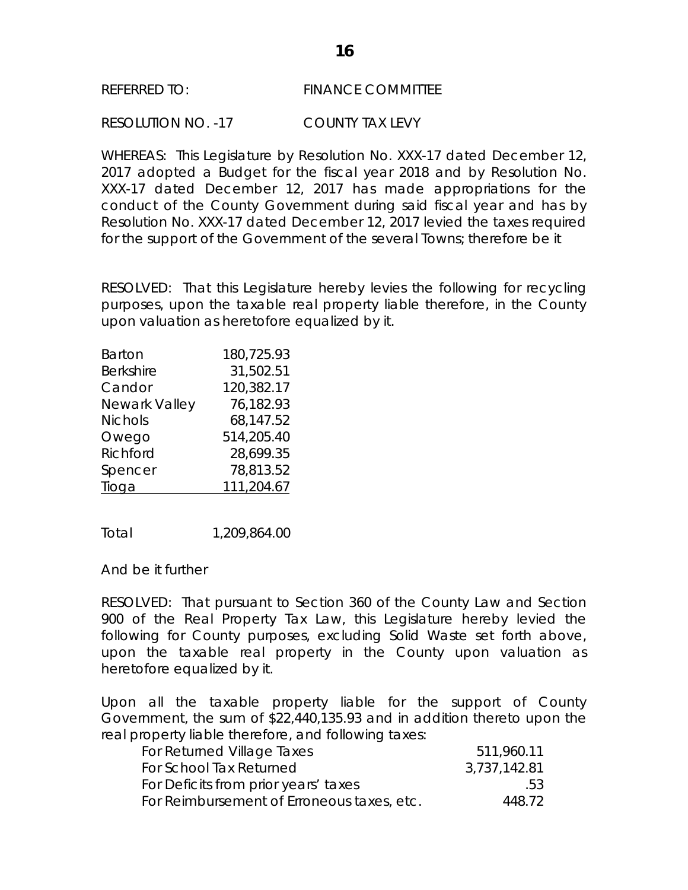REFERRED TO: FINANCE COMMITTEE

RESOLUTION NO. -17 COUNTY TAX LEVY

WHEREAS: This Legislature by Resolution No. XXX-17 dated December 12, 2017 adopted a Budget for the fiscal year 2018 and by Resolution No. XXX-17 dated December 12, 2017 has made appropriations for the conduct of the County Government during said fiscal year and has by Resolution No. XXX-17 dated December 12, 2017 levied the taxes required for the support of the Government of the several Towns; therefore be it

RESOLVED: That this Legislature hereby levies the following for recycling purposes, upon the taxable real property liable therefore, in the County upon valuation as heretofore equalized by it.

| | |
|---|---|
| Barton | 180,725.93 |
| Berkshire | 31,502.51 |
| Candor | 120,382.17 |
| Newark Valley | 76,182.93 |
| Nichols | 68,147.52 |
| Owego | 514,205.40 |
| Richford | 28,699.35 |
| Spencer | 78,813.52 |
| Tioga | 111,204.67 |
| Total | 1,209,864.00 |

And be it further

RESOLVED: That pursuant to Section 360 of the County Law and Section 900 of the Real Property Tax Law, this Legislature hereby levied the following for County purposes, excluding Solid Waste set forth above, upon the taxable real property in the County upon valuation as heretofore equalized by it.

Upon all the taxable property liable for the support of County Government, the sum of $22,440,135.93 and in addition thereto upon the real property liable therefore, and following taxes:

| | |
|---|---|
| For Returned Village Taxes | 511,960.11 |
| For School Tax Returned | 3,737,142.81 |
| For Deficits from prior years' taxes | .53 |
| For Reimbursement of Erroneous taxes, etc. | 448.72 |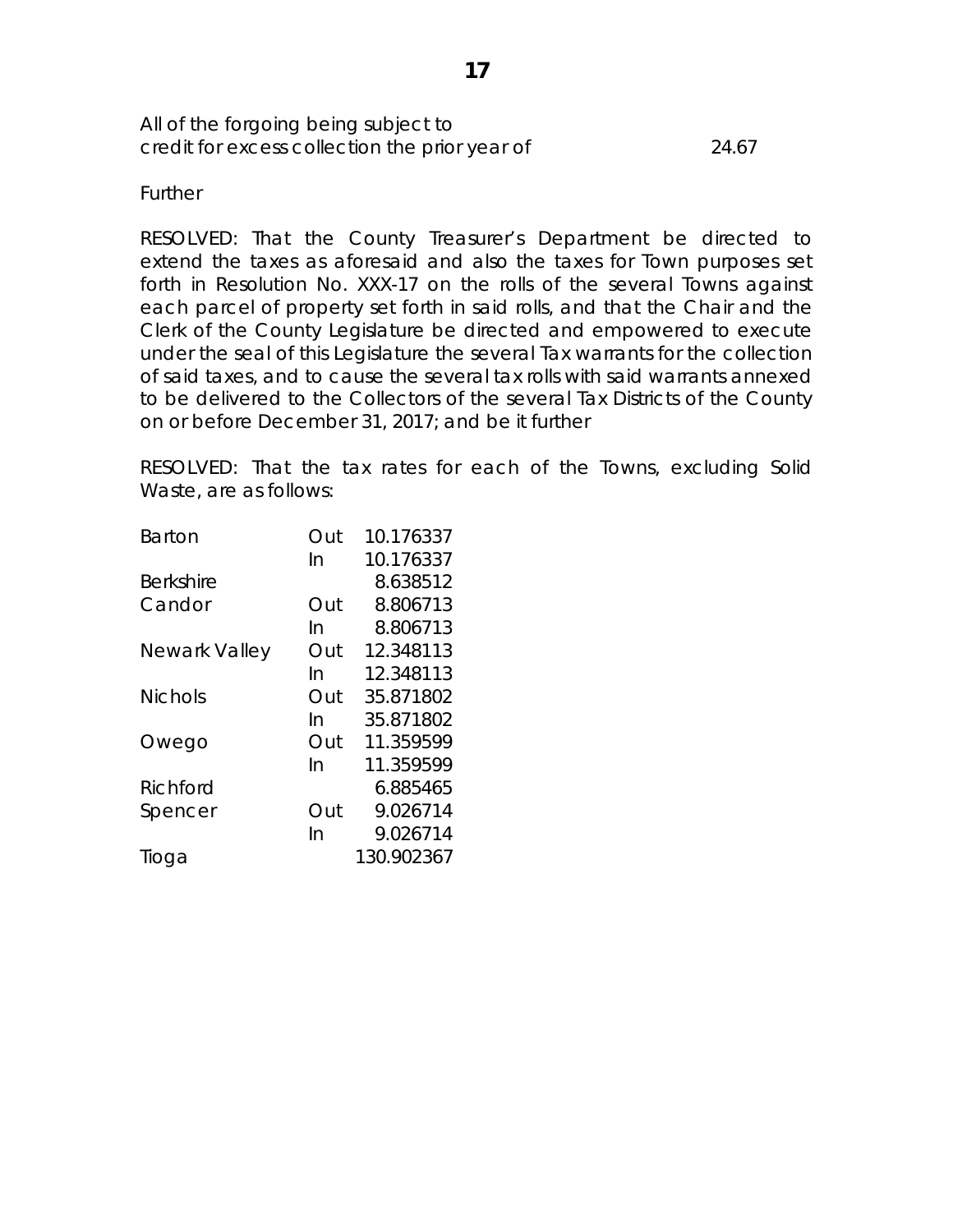All of the forgoing being subject to credit for excess collection the prior year of 24.67

Further

RESOLVED: That the County Treasurer's Department be directed to extend the taxes as aforesaid and also the taxes for Town purposes set forth in Resolution No. XXX-17 on the rolls of the several Towns against each parcel of property set forth in said rolls, and that the Chair and the Clerk of the County Legislature be directed and empowered to execute under the seal of this Legislature the several Tax warrants for the collection of said taxes, and to cause the several tax rolls with said warrants annexed to be delivered to the Collectors of the several Tax Districts of the County on or before December 31, 2017; and be it further

RESOLVED: That the tax rates for each of the Towns, excluding Solid Waste, are as follows:

| | | |
|---|---|---|
| Barton | Out | 10.176337 |
| | In | 10.176337 |
| Berkshire | | 8.638512 |
| Candor | Out | 8.806713 |
| | In | 8.806713 |
| Newark Valley | Out | 12.348113 |
| | In | 12.348113 |
| Nichols | Out | 35.871802 |
| | In | 35.871802 |
| Owego | Out | 11.359599 |
| | In | 11.359599 |
| Richford | | 6.885465 |
| Spencer | Out | 9.026714 |
| | In | 9.026714 |
| Tioga | | 130.902367 |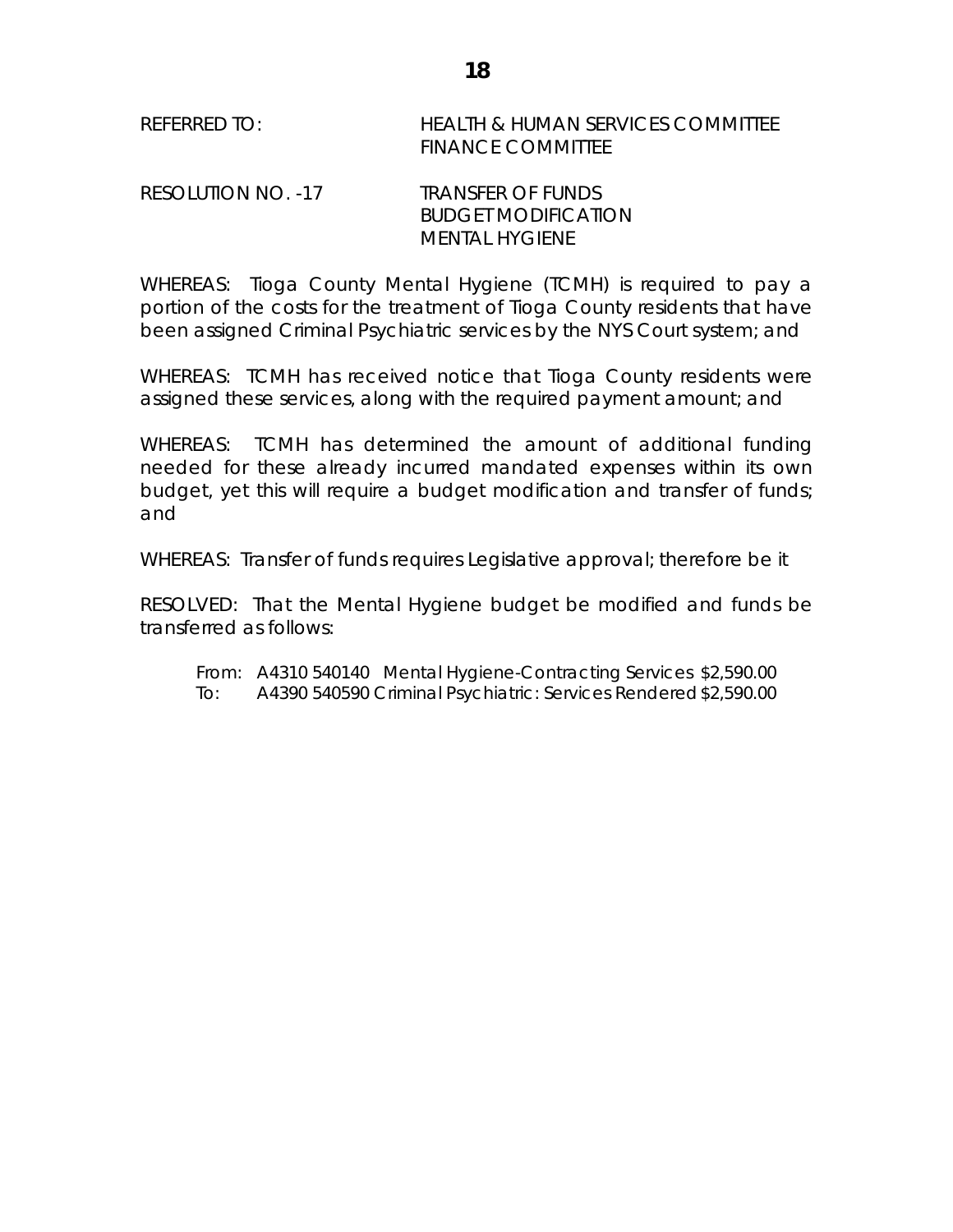REFERRED TO: HEALTH & HUMAN SERVICES COMMITTEE
FINANCE COMMITTEE

RESOLUTION NO. -17 TRANSFER OF FUNDS
BUDGET MODIFICATION
MENTAL HYGIENE

WHEREAS: Tioga County Mental Hygiene (TCMH) is required to pay a portion of the costs for the treatment of Tioga County residents that have been assigned Criminal Psychiatric services by the NYS Court system; and

WHEREAS: TCMH has received notice that Tioga County residents were assigned these services, along with the required payment amount; and

WHEREAS: TCMH has determined the amount of additional funding needed for these already incurred mandated expenses within its own budget, yet this will require a budget modification and transfer of funds; and

WHEREAS: Transfer of funds requires Legislative approval; therefore be it

RESOLVED: That the Mental Hygiene budget be modified and funds be transferred as follows:

From: A4310 540140 Mental Hygiene-Contracting Services $2,590.00
To: A4390 540590 Criminal Psychiatric: Services Rendered $2,590.00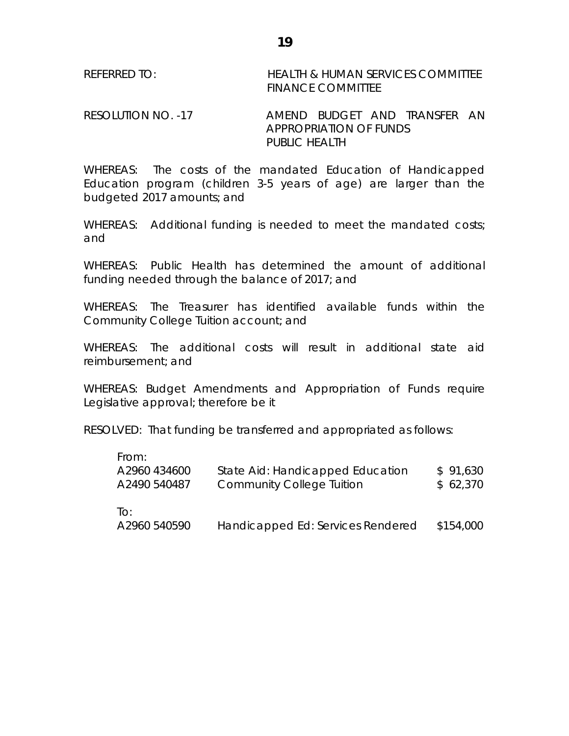REFERRED TO: HEALTH & HUMAN SERVICES COMMITTEE
FINANCE COMMITTEE

RESOLUTION NO. -17 AMEND BUDGET AND TRANSFER AN APPROPRIATION OF FUNDS
PUBLIC HEALTH

WHEREAS: The costs of the mandated Education of Handicapped Education program (children 3-5 years of age) are larger than the budgeted 2017 amounts; and

WHEREAS: Additional funding is needed to meet the mandated costs; and

WHEREAS: Public Health has determined the amount of additional funding needed through the balance of 2017; and

WHEREAS: The Treasurer has identified available funds within the Community College Tuition account; and

WHEREAS: The additional costs will result in additional state aid reimbursement; and

WHEREAS: Budget Amendments and Appropriation of Funds require Legislative approval; therefore be it

RESOLVED: That funding be transferred and appropriated as follows:

| | | |
|---|---|---|
| From: | | |
| A2960 434600 | State Aid: Handicapped Education | $ 91,630 |
| A2490 540487 | Community College Tuition | $ 62,370 |
| To: | | |
| A2960 540590 | Handicapped Ed: Services Rendered | $154,000 |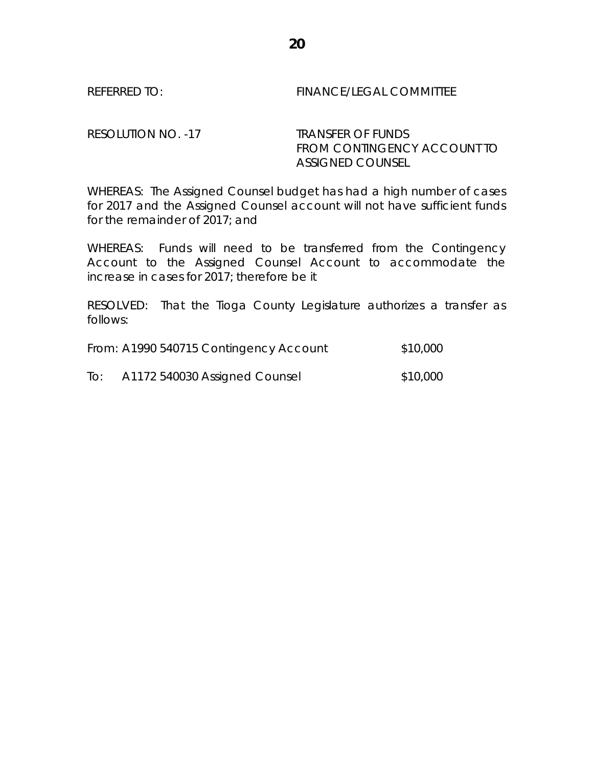REFERRED TO: FINANCE/LEGAL COMMITTEE

RESOLUTION NO. -17 TRANSFER OF FUNDS FROM CONTINGENCY ACCOUNT TO ASSIGNED COUNSEL

WHEREAS: The Assigned Counsel budget has had a high number of cases for 2017 and the Assigned Counsel account will not have sufficient funds for the remainder of 2017; and

WHEREAS: Funds will need to be transferred from the Contingency Account to the Assigned Counsel Account to accommodate the increase in cases for 2017; therefore be it

RESOLVED: That the Tioga County Legislature authorizes a transfer as follows:

| | | |
|---|---|---|
| From: | A1990 540715 Contingency Account | $10,000 |
| To: | A1172 540030 Assigned Counsel | $10,000 |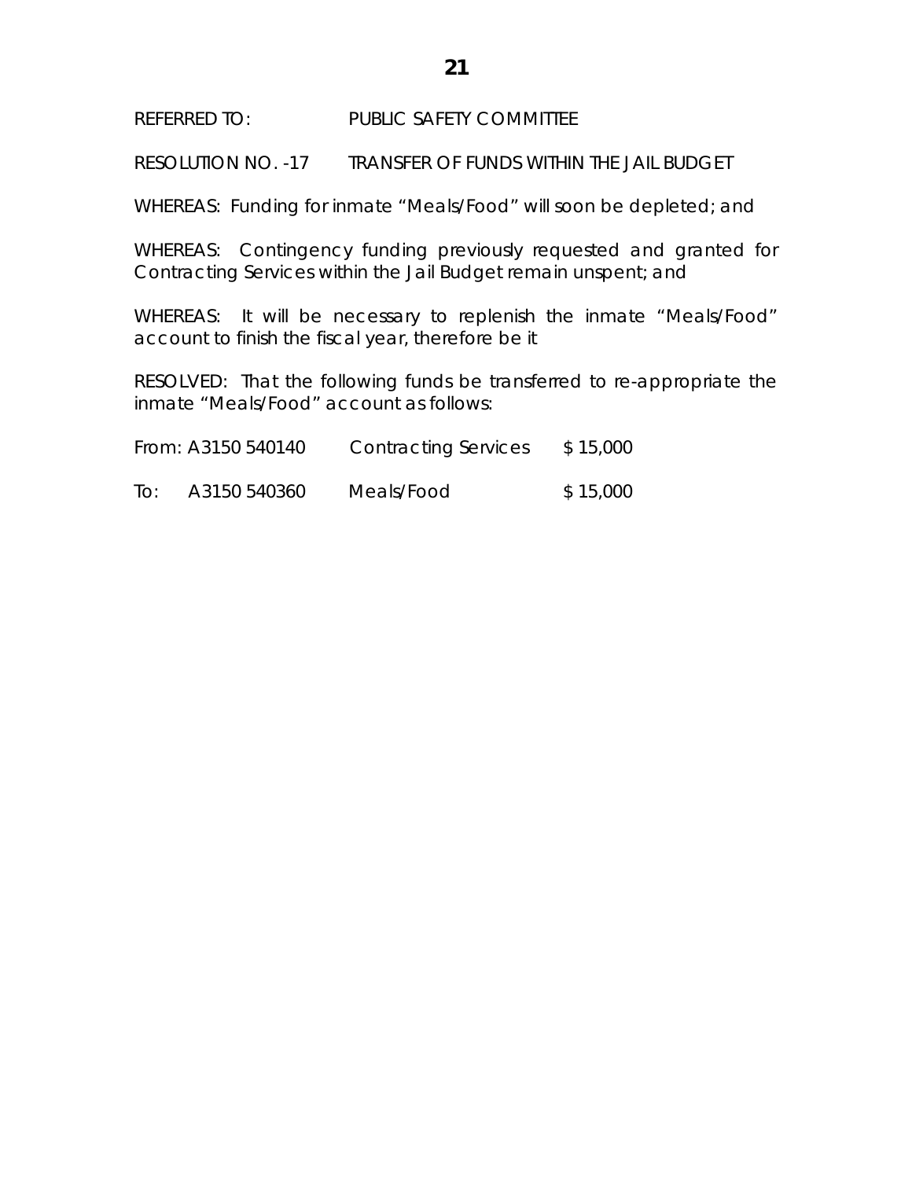REFERRED TO: PUBLIC SAFETY COMMITTEE

RESOLUTION NO. -17 TRANSFER OF FUNDS WITHIN THE JAIL BUDGET

WHEREAS: Funding for inmate "Meals/Food" will soon be depleted; and

WHEREAS: Contingency funding previously requested and granted for Contracting Services within the Jail Budget remain unspent; and

WHEREAS: It will be necessary to replenish the inmate "Meals/Food" account to finish the fiscal year, therefore be it

RESOLVED: That the following funds be transferred to re-appropriate the inmate "Meals/Food" account as follows:

| | | | |
|---|---|---|---|
| From: | A3150 540140 | Contracting Services | $ 15,000 |
| To: | A3150 540360 | Meals/Food | $ 15,000 |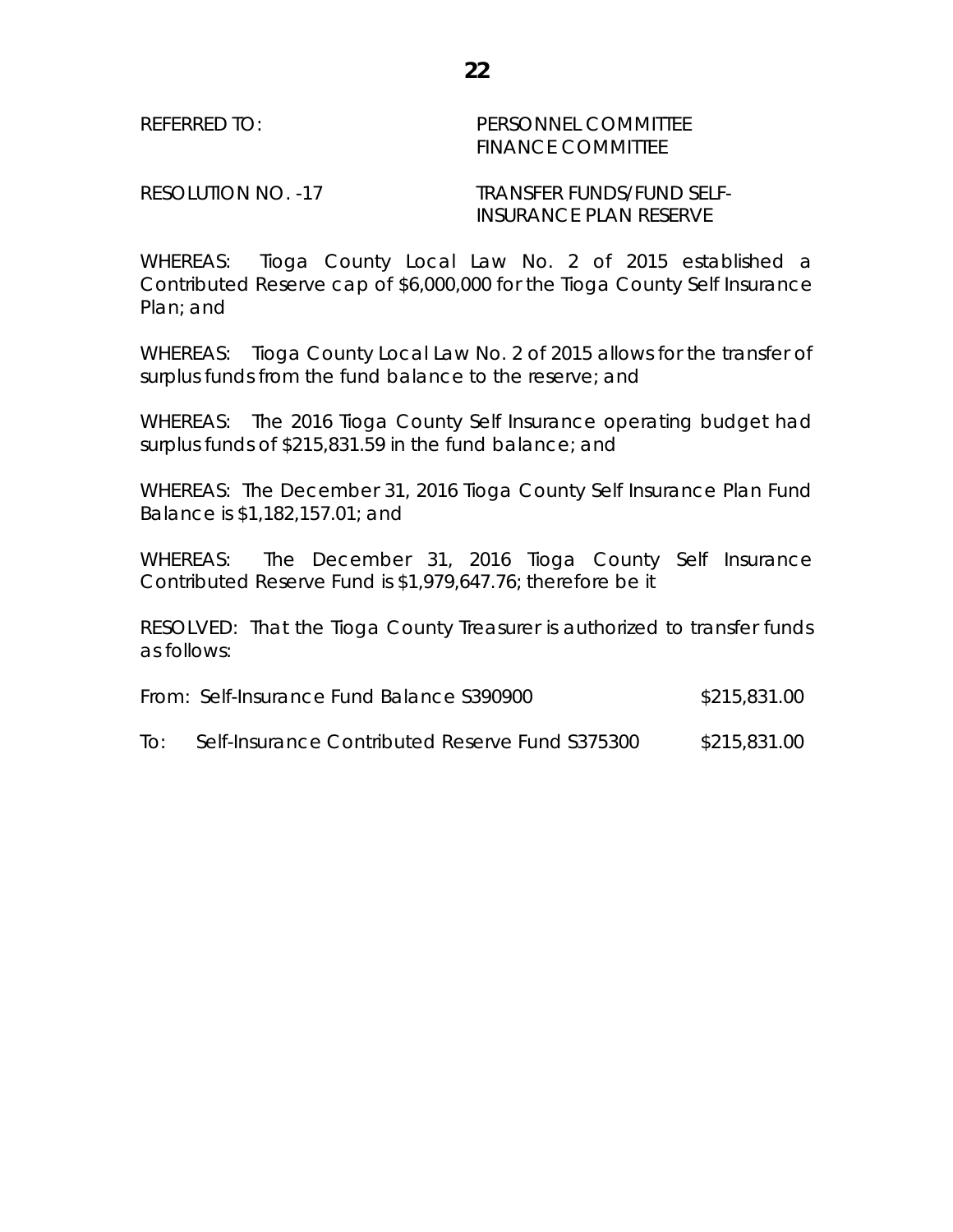REFERRED TO: PERSONNEL COMMITTEE
FINANCE COMMITTEE

RESOLUTION NO. -17 TRANSFER FUNDS/FUND SELF-INSURANCE PLAN RESERVE

WHEREAS: Tioga County Local Law No. 2 of 2015 established a Contributed Reserve cap of $6,000,000 for the Tioga County Self Insurance Plan; and

WHEREAS: Tioga County Local Law No. 2 of 2015 allows for the transfer of surplus funds from the fund balance to the reserve; and

WHEREAS: The 2016 Tioga County Self Insurance operating budget had surplus funds of $215,831.59 in the fund balance; and

WHEREAS: The December 31, 2016 Tioga County Self Insurance Plan Fund Balance is $1,182,157.01; and

WHEREAS: The December 31, 2016 Tioga County Self Insurance Contributed Reserve Fund is $1,979,647.76; therefore be it

RESOLVED: That the Tioga County Treasurer is authorized to transfer funds as follows:

| | | |
|---|---|---|
| From: | Self-Insurance Fund Balance S390900 | $215,831.00 |
| To: | Self-Insurance Contributed Reserve Fund S375300 | $215,831.00 |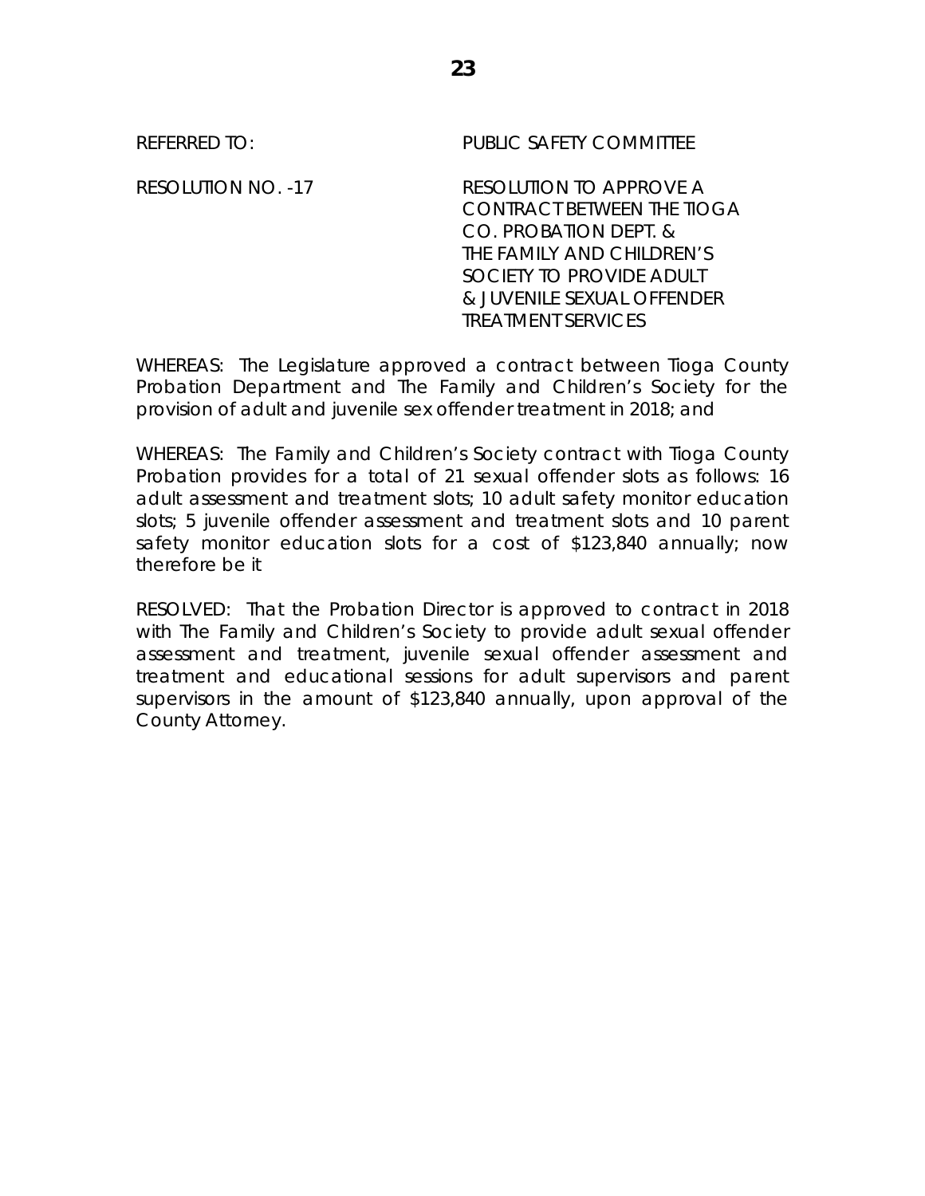REFERRED TO: PUBLIC SAFETY COMMITTEE

RESOLUTION NO. -17 RESOLUTION TO APPROVE A CONTRACT BETWEEN THE TIOGA CO. PROBATION DEPT. & THE FAMILY AND CHILDREN'S SOCIETY TO PROVIDE ADULT & JUVENILE SEXUAL OFFENDER TREATMENT SERVICES

WHEREAS: The Legislature approved a contract between Tioga County Probation Department and The Family and Children's Society for the provision of adult and juvenile sex offender treatment in 2018; and

WHEREAS: The Family and Children's Society contract with Tioga County Probation provides for a total of 21 sexual offender slots as follows: 16 adult assessment and treatment slots; 10 adult safety monitor education slots; 5 juvenile offender assessment and treatment slots and 10 parent safety monitor education slots for a cost of $123,840 annually; now therefore be it

RESOLVED: That the Probation Director is approved to contract in 2018 with The Family and Children's Society to provide adult sexual offender assessment and treatment, juvenile sexual offender assessment and treatment and educational sessions for adult supervisors and parent supervisors in the amount of $123,840 annually, upon approval of the County Attorney.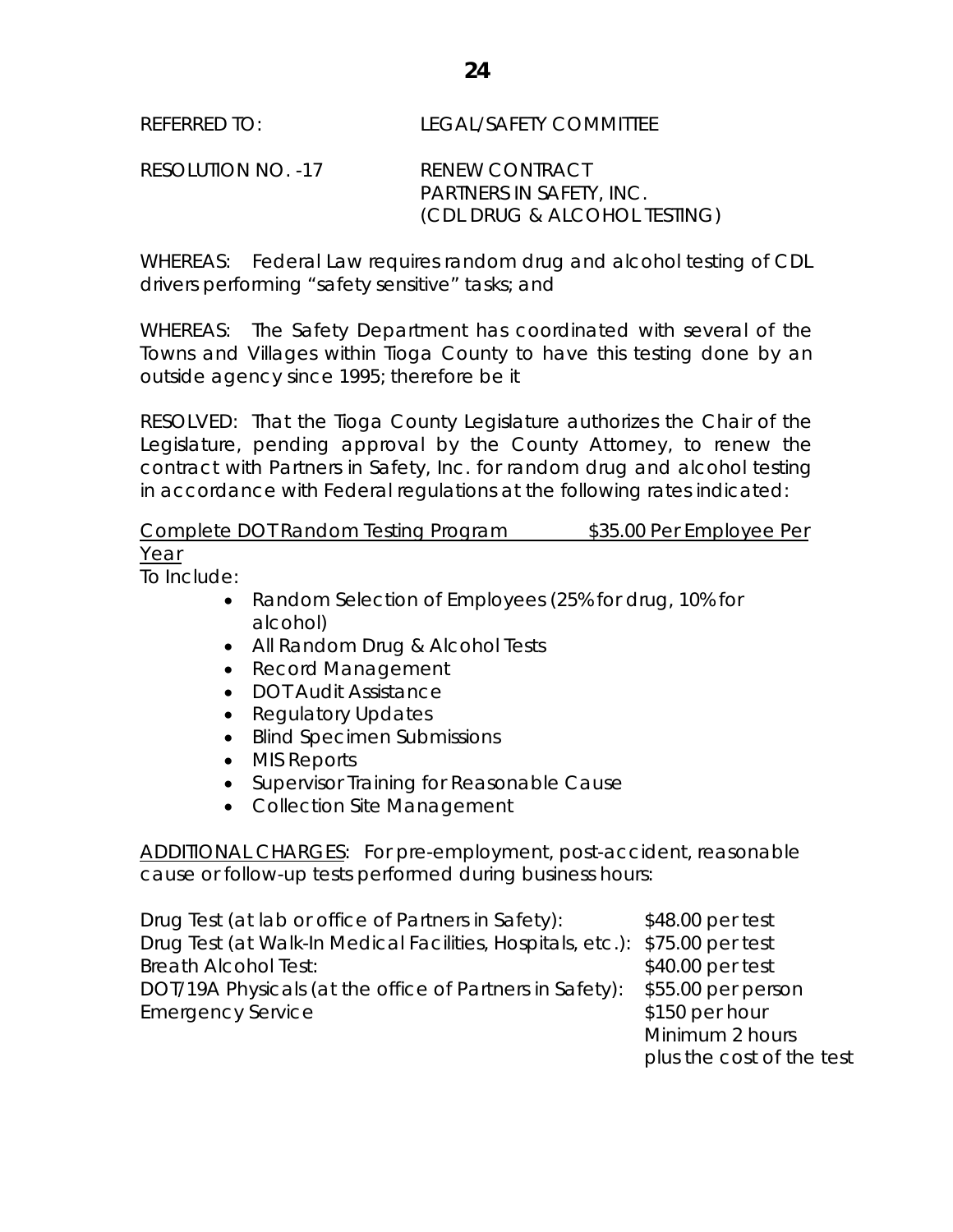REFERRED TO: LEGAL/SAFETY COMMITTEE

RESOLUTION NO. -17 RENEW CONTRACT
PARTNERS IN SAFETY, INC.
(CDL DRUG & ALCOHOL TESTING)

WHEREAS: Federal Law requires random drug and alcohol testing of CDL drivers performing "safety sensitive" tasks; and

WHEREAS: The Safety Department has coordinated with several of the Towns and Villages within Tioga County to have this testing done by an outside agency since 1995; therefore be it

RESOLVED: That the Tioga County Legislature authorizes the Chair of the Legislature, pending approval by the County Attorney, to renew the contract with Partners in Safety, Inc. for random drug and alcohol testing in accordance with Federal regulations at the following rates indicated:

<u>Complete DOT Random Testing Program $35.00 Per Employee Per Year</u>

To Include:

- Random Selection of Employees (25% for drug, 10% for alcohol)
- All Random Drug & Alcohol Tests
- Record Management
- DOT Audit Assistance
- Regulatory Updates
- Blind Specimen Submissions
- MIS Reports
- Supervisor Training for Reasonable Cause
- Collection Site Management

<u>ADDITIONAL CHARGES</u>: For pre-employment, post-accident, reasonable cause or follow-up tests performed during business hours:

| | |
|---|---|
| Drug Test (at lab or office of Partners in Safety): | $48.00 per test |
| Drug Test (at Walk-In Medical Facilities, Hospitals, etc.): | $75.00 per test |
| Breath Alcohol Test: | $40.00 per test |
| DOT/19A Physicals (at the office of Partners in Safety): | $55.00 per person |
| Emergency Service | $150 per hour<br>Minimum 2 hours<br>plus the cost of the test |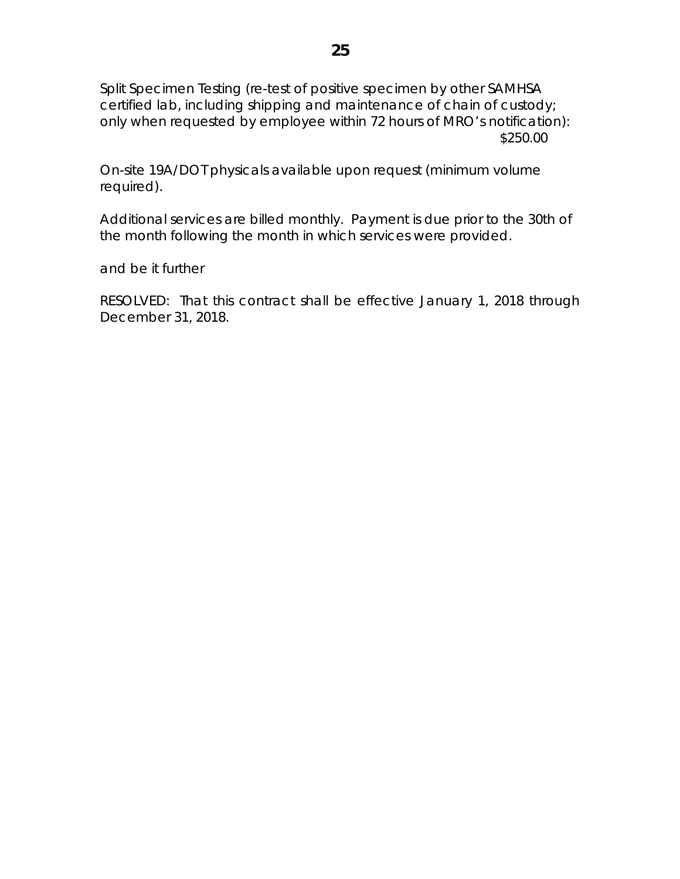Split Specimen Testing (re-test of positive specimen by other SAMHSA certified lab, including shipping and maintenance of chain of custody; only when requested by employee within 72 hours of MRO's notification): $250.00

On-site 19A/DOT physicals available upon request (minimum volume required).

Additional services are billed monthly. Payment is due prior to the 30th of the month following the month in which services were provided.

and be it further

RESOLVED: That this contract shall be effective January 1, 2018 through December 31, 2018.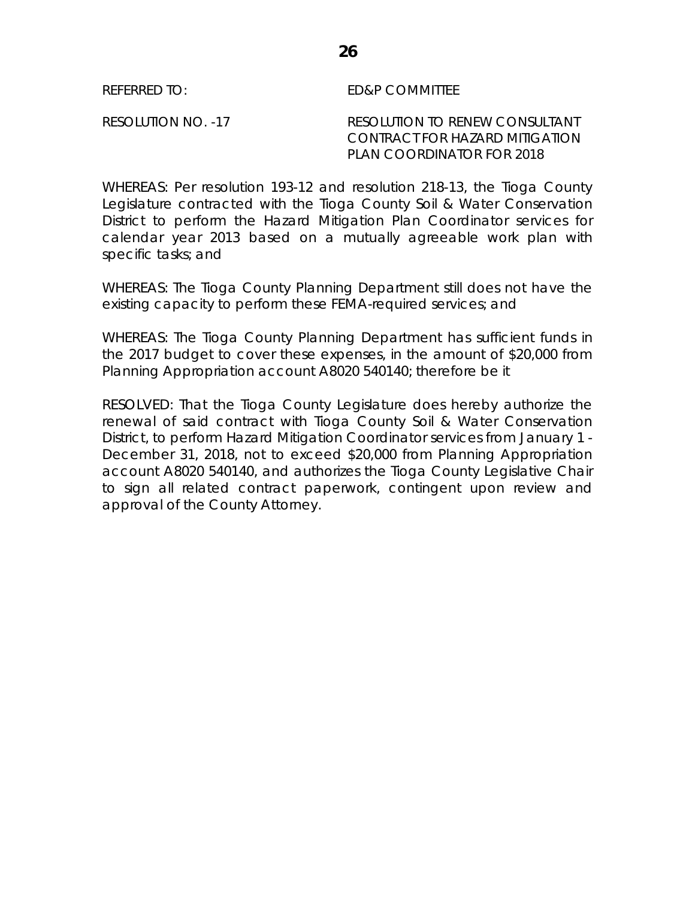REFERRED TO: ED&P COMMITTEE

RESOLUTION NO. -17 RESOLUTION TO RENEW CONSULTANT CONTRACT FOR HAZARD MITIGATION PLAN COORDINATOR FOR 2018

WHEREAS: Per resolution 193-12 and resolution 218-13, the Tioga County Legislature contracted with the Tioga County Soil & Water Conservation District to perform the Hazard Mitigation Plan Coordinator services for calendar year 2013 based on a mutually agreeable work plan with specific tasks; and

WHEREAS: The Tioga County Planning Department still does not have the existing capacity to perform these FEMA-required services; and

WHEREAS: The Tioga County Planning Department has sufficient funds in the 2017 budget to cover these expenses, in the amount of $20,000 from Planning Appropriation account A8020 540140; therefore be it

RESOLVED: That the Tioga County Legislature does hereby authorize the renewal of said contract with Tioga County Soil & Water Conservation District, to perform Hazard Mitigation Coordinator services from January 1 - December 31, 2018, not to exceed $20,000 from Planning Appropriation account A8020 540140, and authorizes the Tioga County Legislative Chair to sign all related contract paperwork, contingent upon review and approval of the County Attorney.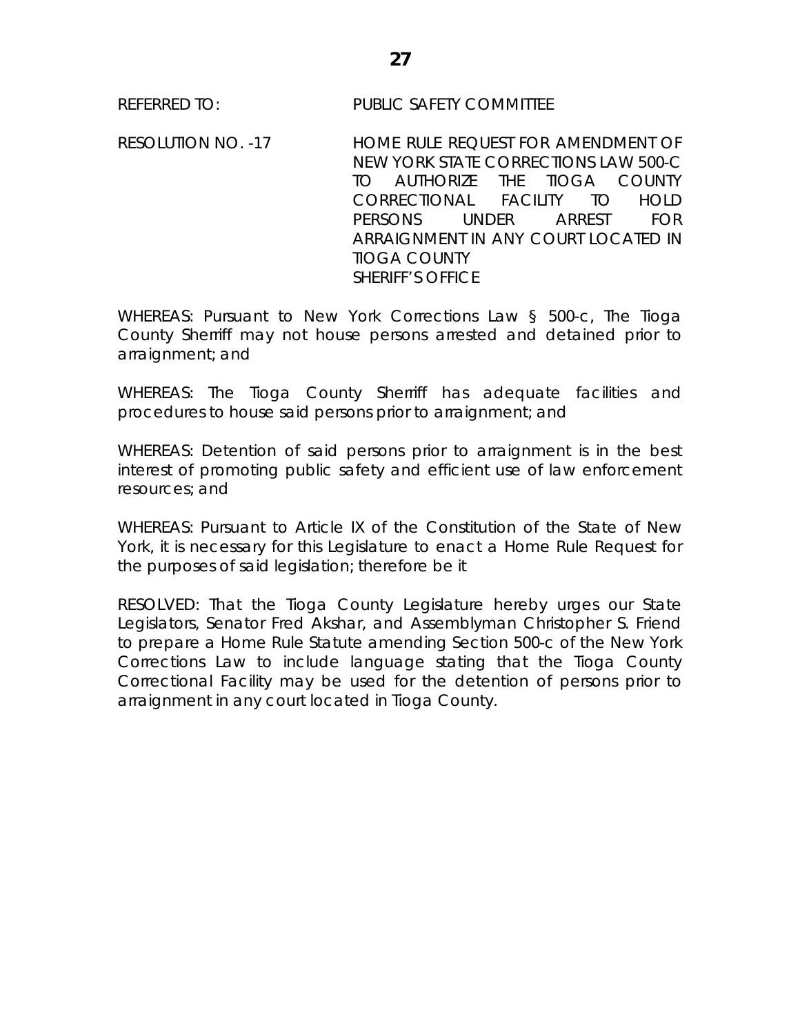REFERRED TO: PUBLIC SAFETY COMMITTEE

RESOLUTION NO. -17 HOME RULE REQUEST FOR AMENDMENT OF NEW YORK STATE CORRECTIONS LAW 500-C TO AUTHORIZE THE TIOGA COUNTY CORRECTIONAL FACILITY TO HOLD PERSONS UNDER ARREST FOR ARRAIGNMENT IN ANY COURT LOCATED IN TIOGA COUNTY
SHERIFF'S OFFICE

WHEREAS: Pursuant to New York Corrections Law § 500-c, The Tioga County Sherriff may not house persons arrested and detained prior to arraignment; and

WHEREAS: The Tioga County Sherriff has adequate facilities and procedures to house said persons prior to arraignment; and

WHEREAS: Detention of said persons prior to arraignment is in the best interest of promoting public safety and efficient use of law enforcement resources; and

WHEREAS: Pursuant to Article IX of the Constitution of the State of New York, it is necessary for this Legislature to enact a Home Rule Request for the purposes of said legislation; therefore be it

RESOLVED: That the Tioga County Legislature hereby urges our State Legislators, Senator Fred Akshar, and Assemblyman Christopher S. Friend to prepare a Home Rule Statute amending Section 500-c of the New York Corrections Law to include language stating that the Tioga County Correctional Facility may be used for the detention of persons prior to arraignment in any court located in Tioga County.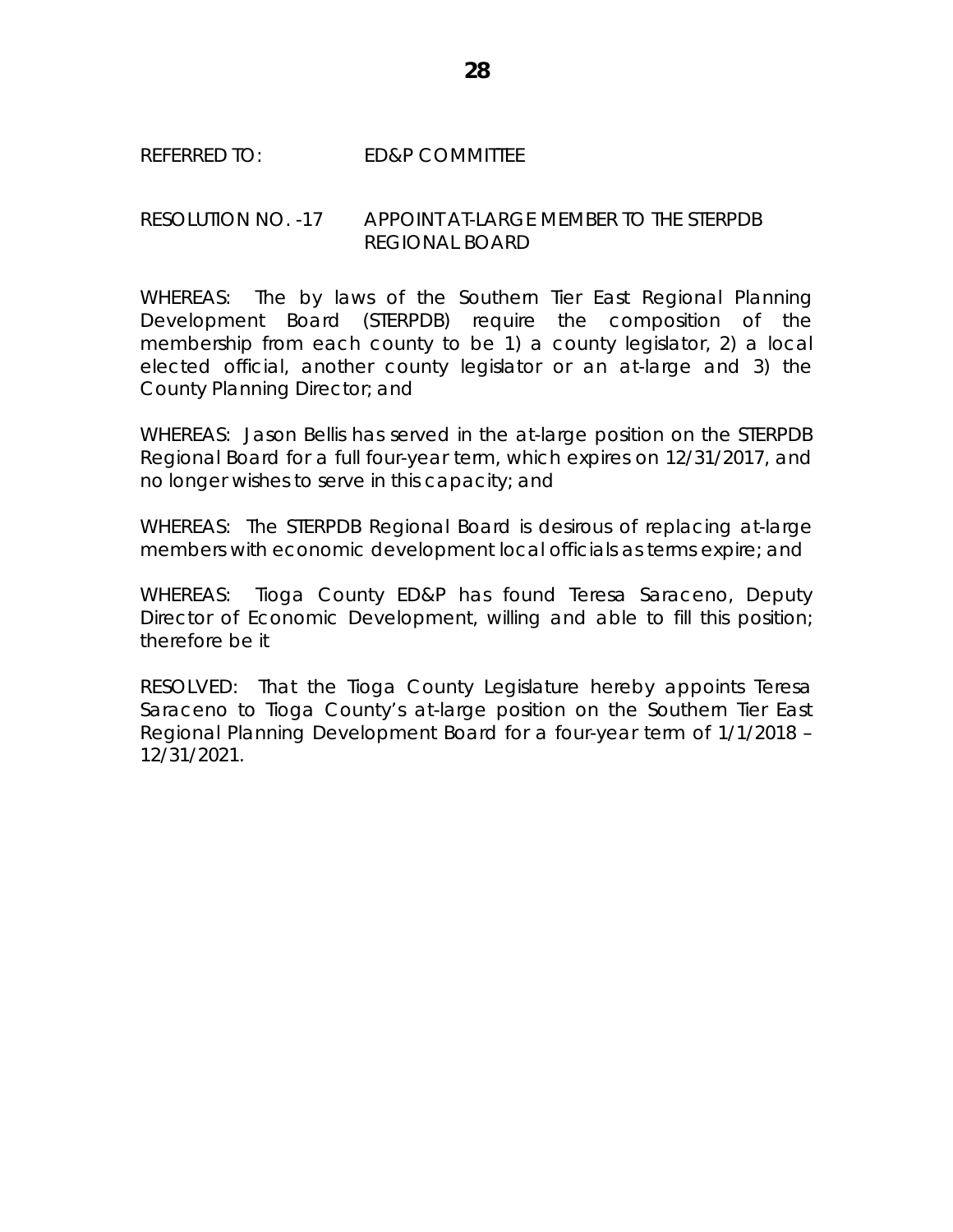REFERRED TO: ED&P COMMITTEE

RESOLUTION NO. -17 APPOINT AT-LARGE MEMBER TO THE STERPDB REGIONAL BOARD

WHEREAS: The by laws of the Southern Tier East Regional Planning Development Board (STERPDB) require the composition of the membership from each county to be 1) a county legislator, 2) a local elected official, another county legislator or an at-large and 3) the County Planning Director; and

WHEREAS: Jason Bellis has served in the at-large position on the STERPDB Regional Board for a full four-year term, which expires on 12/31/2017, and no longer wishes to serve in this capacity; and

WHEREAS: The STERPDB Regional Board is desirous of replacing at-large members with economic development local officials as terms expire; and

WHEREAS: Tioga County ED&P has found Teresa Saraceno, Deputy Director of Economic Development, willing and able to fill this position; therefore be it

RESOLVED: That the Tioga County Legislature hereby appoints Teresa Saraceno to Tioga County's at-large position on the Southern Tier East Regional Planning Development Board for a four-year term of 1/1/2018 – 12/31/2021.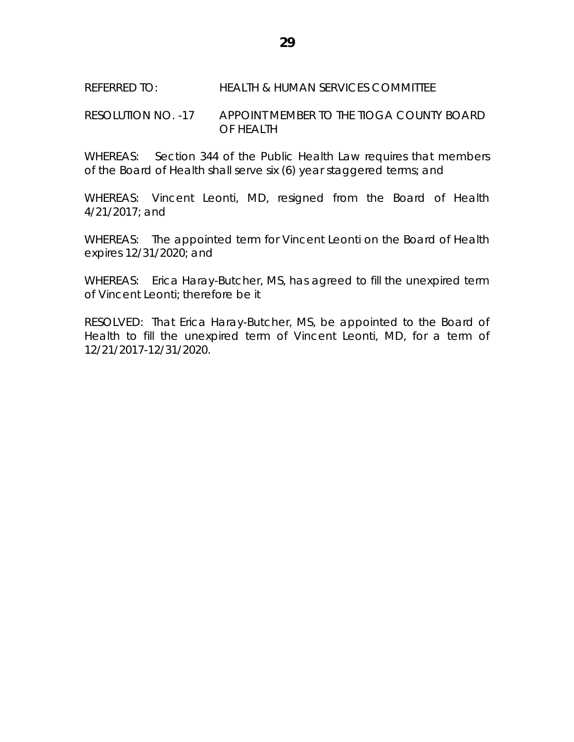REFERRED TO: HEALTH & HUMAN SERVICES COMMITTEE

RESOLUTION NO. -17 APPOINT MEMBER TO THE TIOGA COUNTY BOARD OF HEALTH

WHEREAS: Section 344 of the Public Health Law requires that members of the Board of Health shall serve six (6) year staggered terms; and

WHEREAS: Vincent Leonti, MD, resigned from the Board of Health 4/21/2017; and

WHEREAS: The appointed term for Vincent Leonti on the Board of Health expires 12/31/2020; and

WHEREAS: Erica Haray-Butcher, MS, has agreed to fill the unexpired term of Vincent Leonti; therefore be it

RESOLVED: That Erica Haray-Butcher, MS, be appointed to the Board of Health to fill the unexpired term of Vincent Leonti, MD, for a term of 12/21/2017-12/31/2020.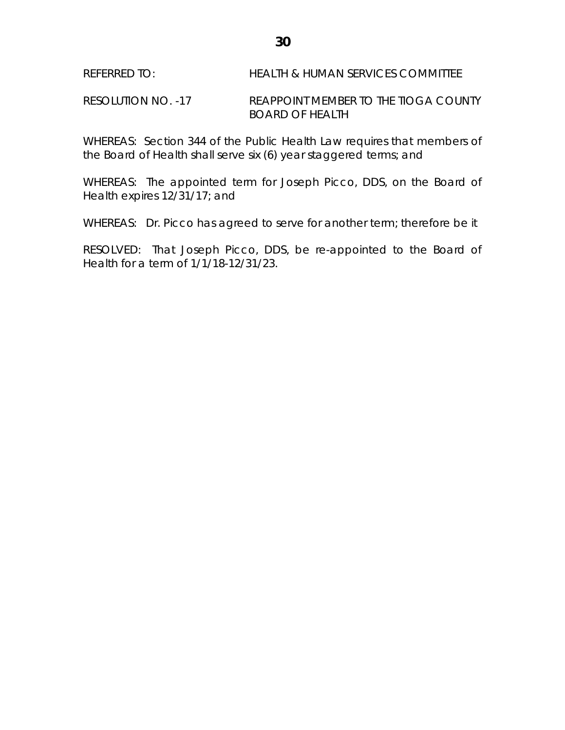REFERRED TO: HEALTH & HUMAN SERVICES COMMITTEE

RESOLUTION NO. -17 REAPPOINT MEMBER TO THE TIOGA COUNTY BOARD OF HEALTH

WHEREAS: Section 344 of the Public Health Law requires that members of the Board of Health shall serve six (6) year staggered terms; and

WHEREAS: The appointed term for Joseph Picco, DDS, on the Board of Health expires 12/31/17; and

WHEREAS: Dr. Picco has agreed to serve for another term; therefore be it

RESOLVED: That Joseph Picco, DDS, be re-appointed to the Board of Health for a term of 1/1/18-12/31/23.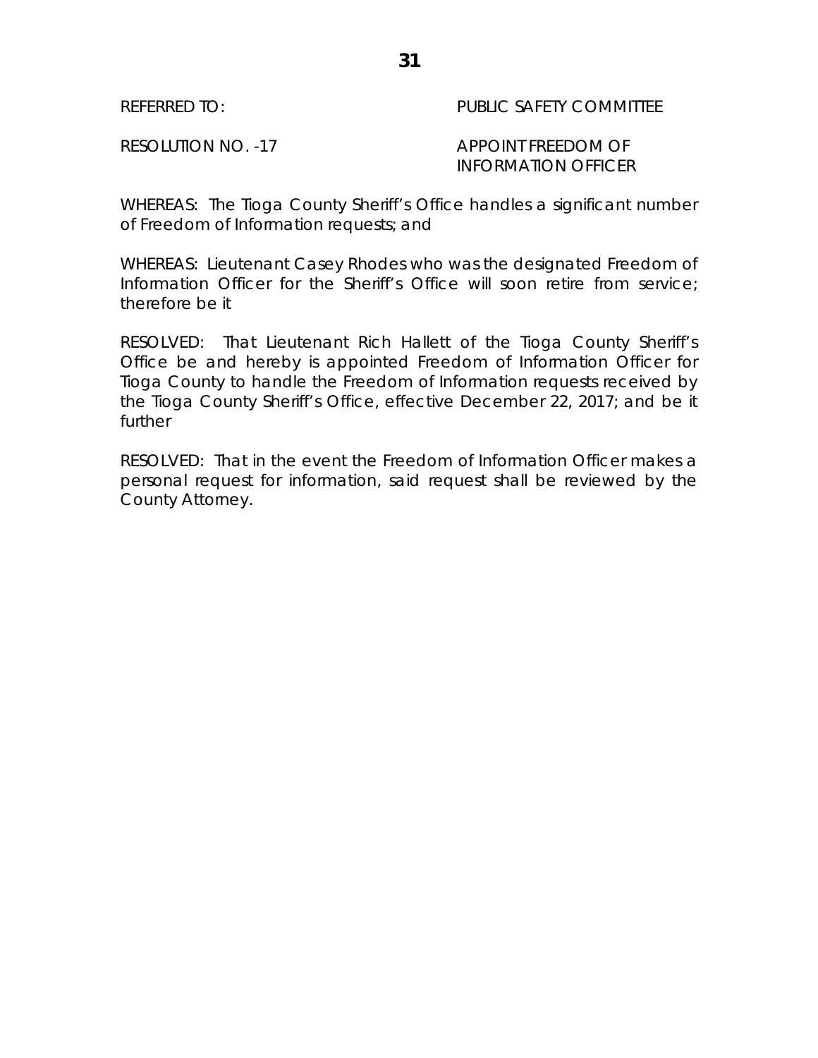REFERRED TO: PUBLIC SAFETY COMMITTEE

RESOLUTION NO. -17 APPOINT FREEDOM OF INFORMATION OFFICER

WHEREAS: The Tioga County Sheriff's Office handles a significant number of Freedom of Information requests; and

WHEREAS: Lieutenant Casey Rhodes who was the designated Freedom of Information Officer for the Sheriff's Office will soon retire from service; therefore be it

RESOLVED: That Lieutenant Rich Hallett of the Tioga County Sheriff's Office be and hereby is appointed Freedom of Information Officer for Tioga County to handle the Freedom of Information requests received by the Tioga County Sheriff's Office, effective December 22, 2017; and be it further

RESOLVED: That in the event the Freedom of Information Officer makes a personal request for information, said request shall be reviewed by the County Attorney.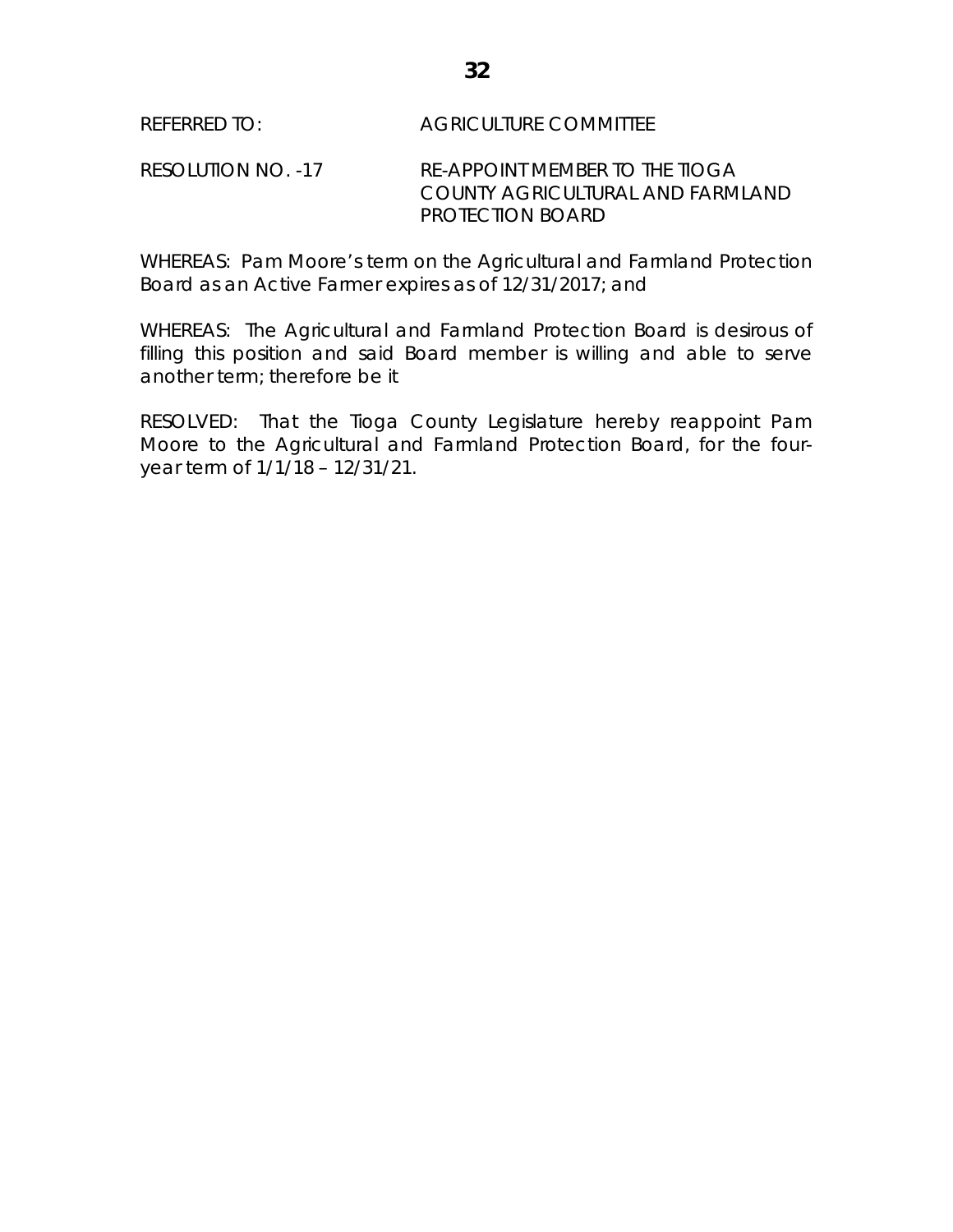REFERRED TO: AGRICULTURE COMMITTEE

RESOLUTION NO. -17 RE-APPOINT MEMBER TO THE TIOGA COUNTY AGRICULTURAL AND FARMLAND PROTECTION BOARD

WHEREAS: Pam Moore's term on the Agricultural and Farmland Protection Board as an Active Farmer expires as of 12/31/2017; and

WHEREAS: The Agricultural and Farmland Protection Board is desirous of filling this position and said Board member is willing and able to serve another term; therefore be it

RESOLVED: That the Tioga County Legislature hereby reappoint Pam Moore to the Agricultural and Farmland Protection Board, for the four-year term of 1/1/18 – 12/31/21.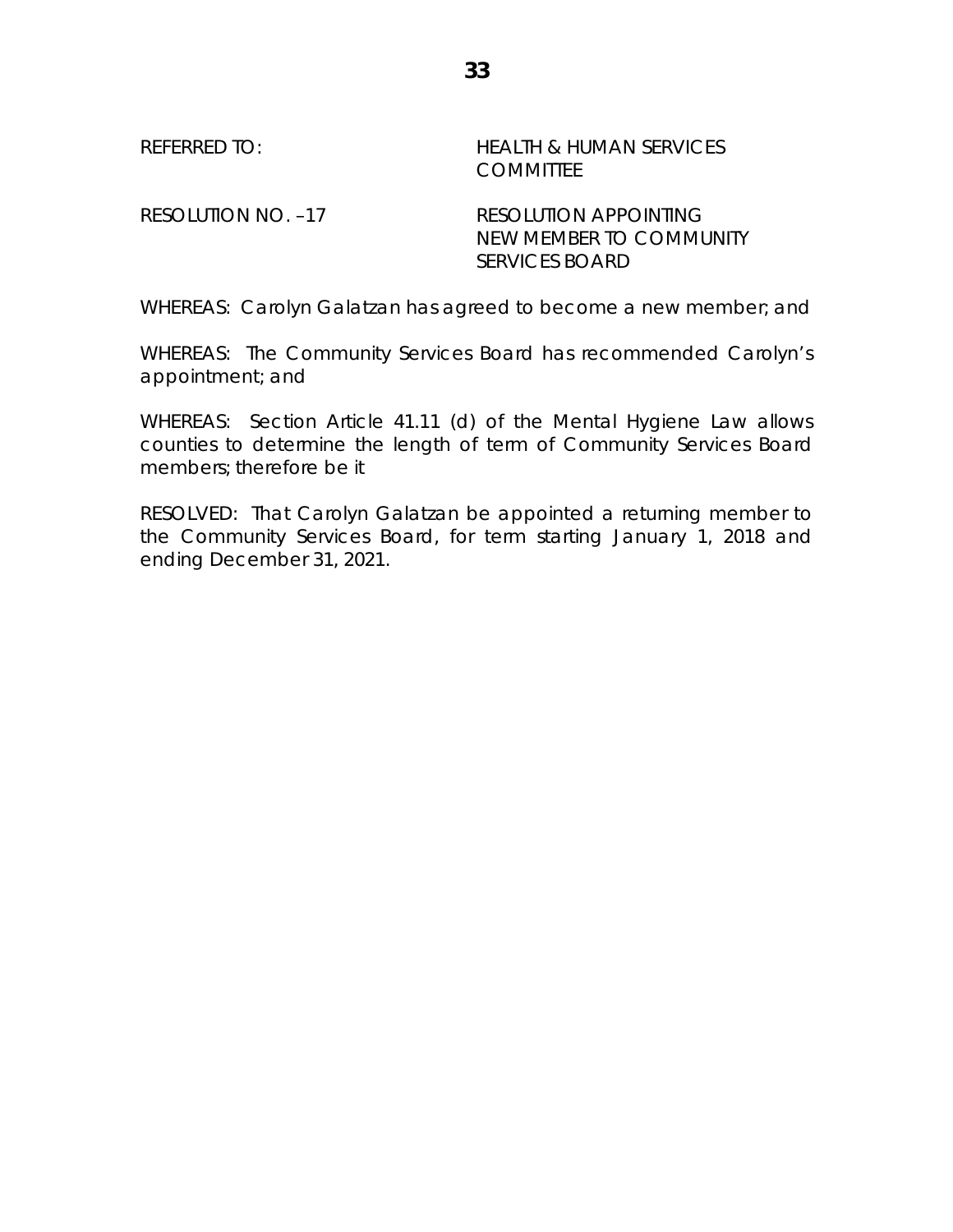REFERRED TO: HEALTH & HUMAN SERVICES COMMITTEE

RESOLUTION NO. –17 RESOLUTION APPOINTING NEW MEMBER TO COMMUNITY SERVICES BOARD

WHEREAS: Carolyn Galatzan has agreed to become a new member; and

WHEREAS: The Community Services Board has recommended Carolyn's appointment; and

WHEREAS: Section Article 41.11 (d) of the Mental Hygiene Law allows counties to determine the length of term of Community Services Board members; therefore be it

RESOLVED: That Carolyn Galatzan be appointed a returning member to the Community Services Board, for term starting January 1, 2018 and ending December 31, 2021.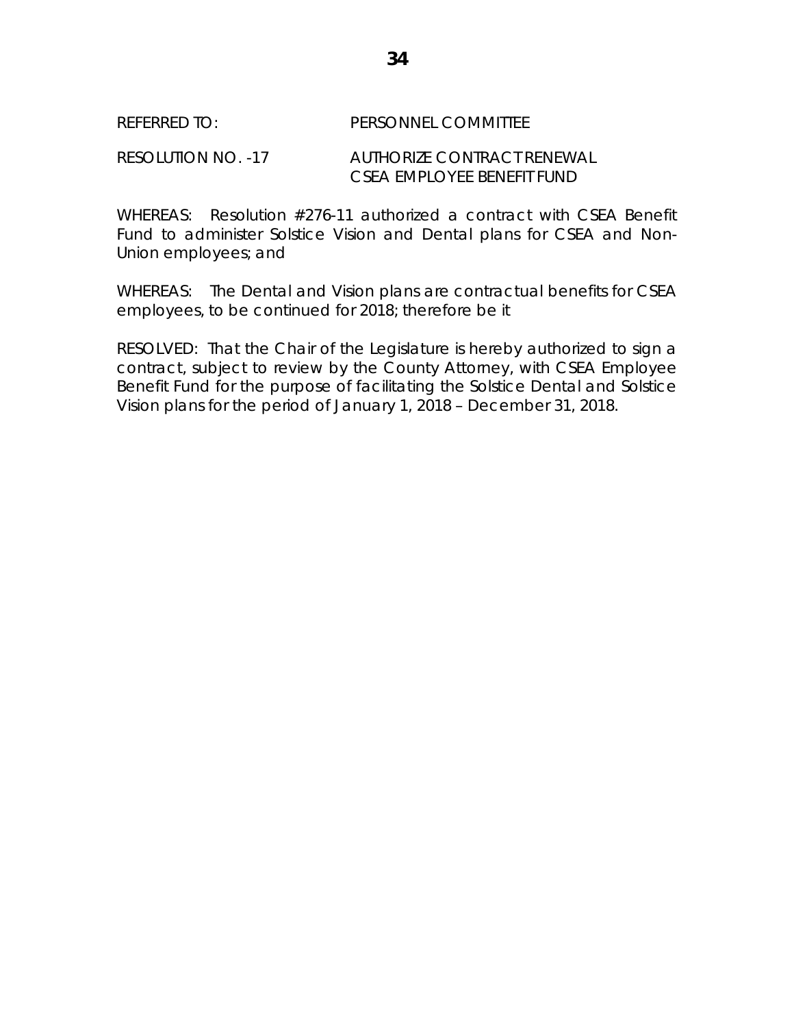REFERRED TO: PERSONNEL COMMITTEE

RESOLUTION NO. -17 AUTHORIZE CONTRACT RENEWAL CSEA EMPLOYEE BENEFIT FUND

WHEREAS: Resolution #276-11 authorized a contract with CSEA Benefit Fund to administer Solstice Vision and Dental plans for CSEA and Non-Union employees; and

WHEREAS: The Dental and Vision plans are contractual benefits for CSEA employees, to be continued for 2018; therefore be it

RESOLVED: That the Chair of the Legislature is hereby authorized to sign a contract, subject to review by the County Attorney, with CSEA Employee Benefit Fund for the purpose of facilitating the Solstice Dental and Solstice Vision plans for the period of January 1, 2018 – December 31, 2018.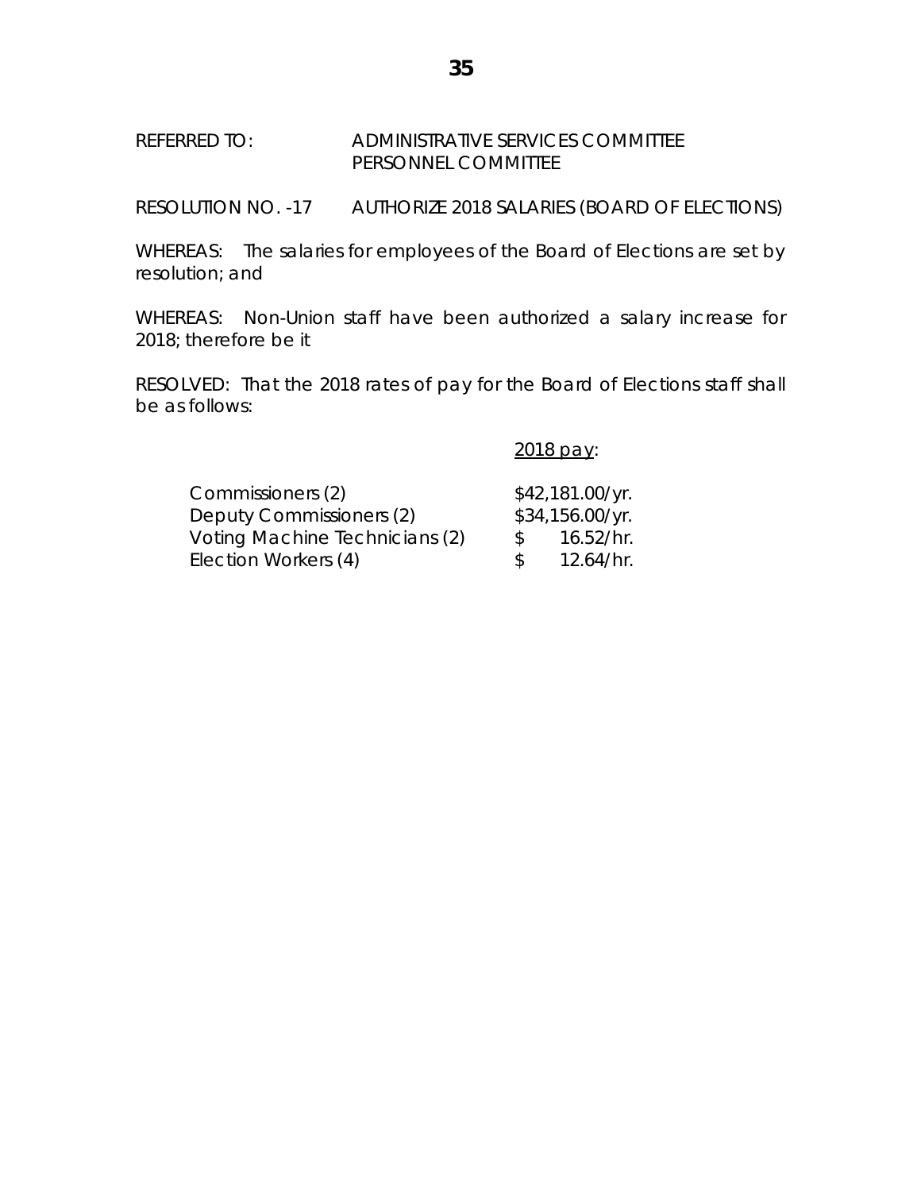REFERRED TO: ADMINISTRATIVE SERVICES COMMITTEE
PERSONNEL COMMITTEE

RESOLUTION NO. -17 AUTHORIZE 2018 SALARIES (BOARD OF ELECTIONS)

WHEREAS: The salaries for employees of the Board of Elections are set by resolution; and

WHEREAS: Non-Union staff have been authorized a salary increase for 2018; therefore be it

RESOLVED: That the 2018 rates of pay for the Board of Elections staff shall be as follows:

| | 2018 pay: |
|---|---|
| Commissioners (2) | $42,181.00/yr. |
| Deputy Commissioners (2) | $34,156.00/yr. |
| Voting Machine Technicians (2) | $ 16.52/hr. |
| Election Workers (4) | $ 12.64/hr. |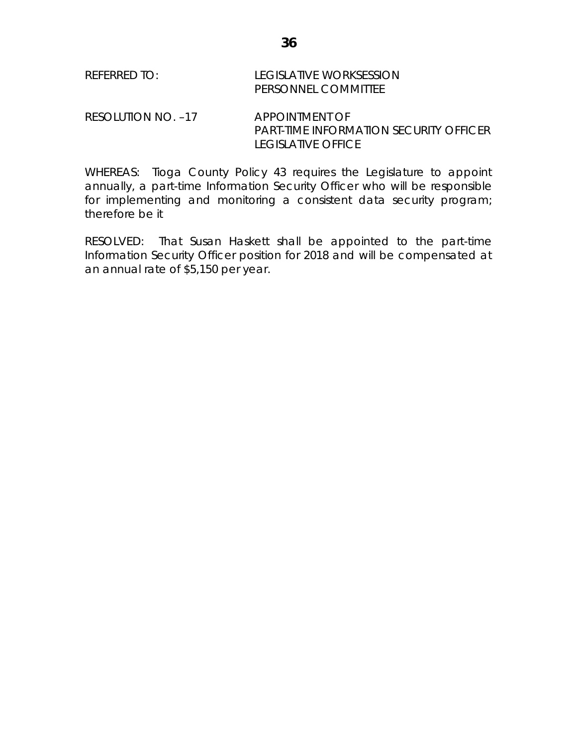REFERRED TO: LEGISLATIVE WORKSESSION
PERSONNEL COMMITTEE

RESOLUTION NO. –17 APPOINTMENT OF
PART-TIME INFORMATION SECURITY OFFICER
LEGISLATIVE OFFICE

WHEREAS: Tioga County Policy 43 requires the Legislature to appoint annually, a part-time Information Security Officer who will be responsible for implementing and monitoring a consistent data security program; therefore be it

RESOLVED: That Susan Haskett shall be appointed to the part-time Information Security Officer position for 2018 and will be compensated at an annual rate of $5,150 per year.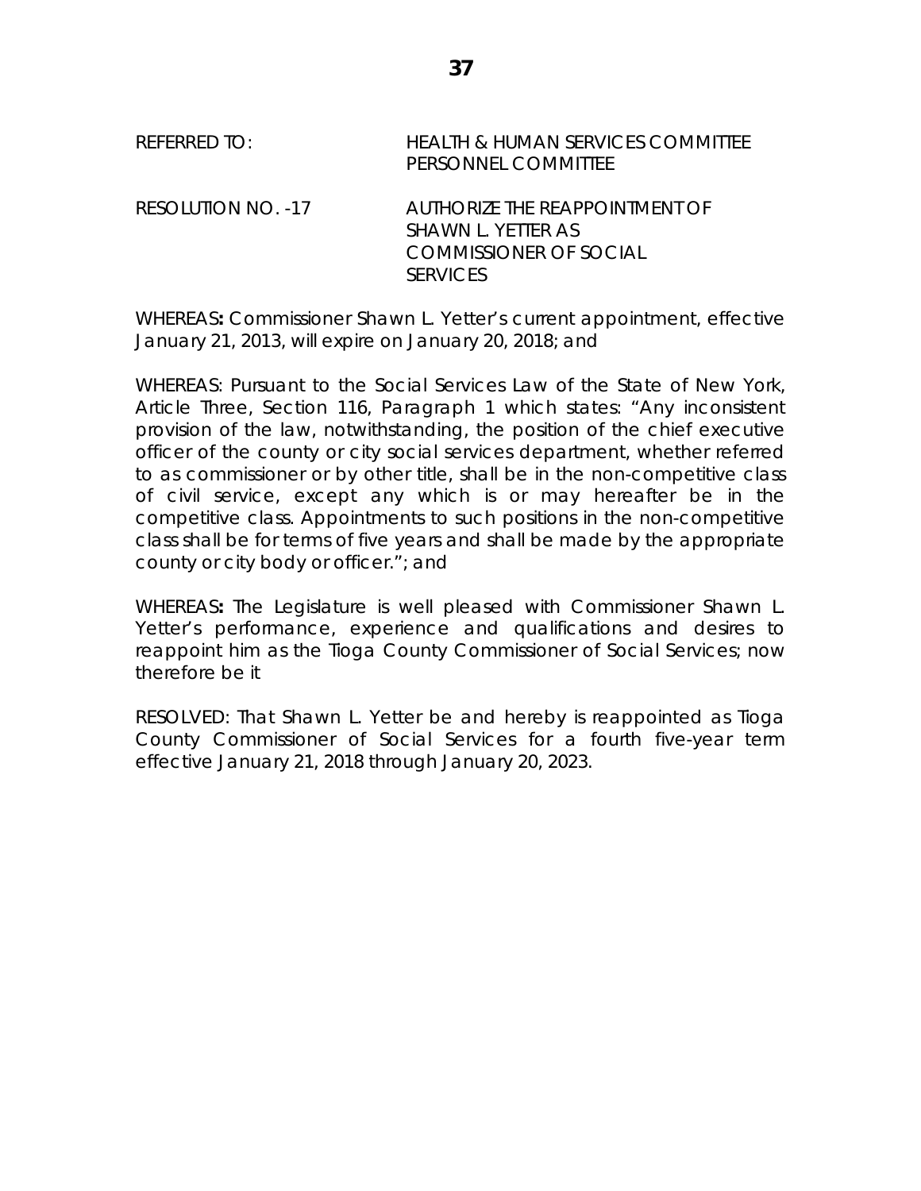REFERRED TO: HEALTH & HUMAN SERVICES COMMITTEE
PERSONNEL COMMITTEE

RESOLUTION NO. -17 AUTHORIZE THE REAPPOINTMENT OF SHAWN L. YETTER AS COMMISSIONER OF SOCIAL SERVICES

WHEREAS**:** Commissioner Shawn L. Yetter's current appointment, effective January 21, 2013, will expire on January 20, 2018; and

WHEREAS: Pursuant to the Social Services Law of the State of New York, Article Three, Section 116, Paragraph 1 which states: "Any inconsistent provision of the law, notwithstanding, the position of the chief executive officer of the county or city social services department, whether referred to as commissioner or by other title, shall be in the non-competitive class of civil service, except any which is or may hereafter be in the competitive class. Appointments to such positions in the non-competitive class shall be for terms of five years and shall be made by the appropriate county or city body or officer."; and

WHEREAS**:** The Legislature is well pleased with Commissioner Shawn L. Yetter's performance, experience and qualifications and desires to reappoint him as the Tioga County Commissioner of Social Services; now therefore be it

RESOLVED: That Shawn L. Yetter be and hereby is reappointed as Tioga County Commissioner of Social Services for a fourth five-year term effective January 21, 2018 through January 20, 2023.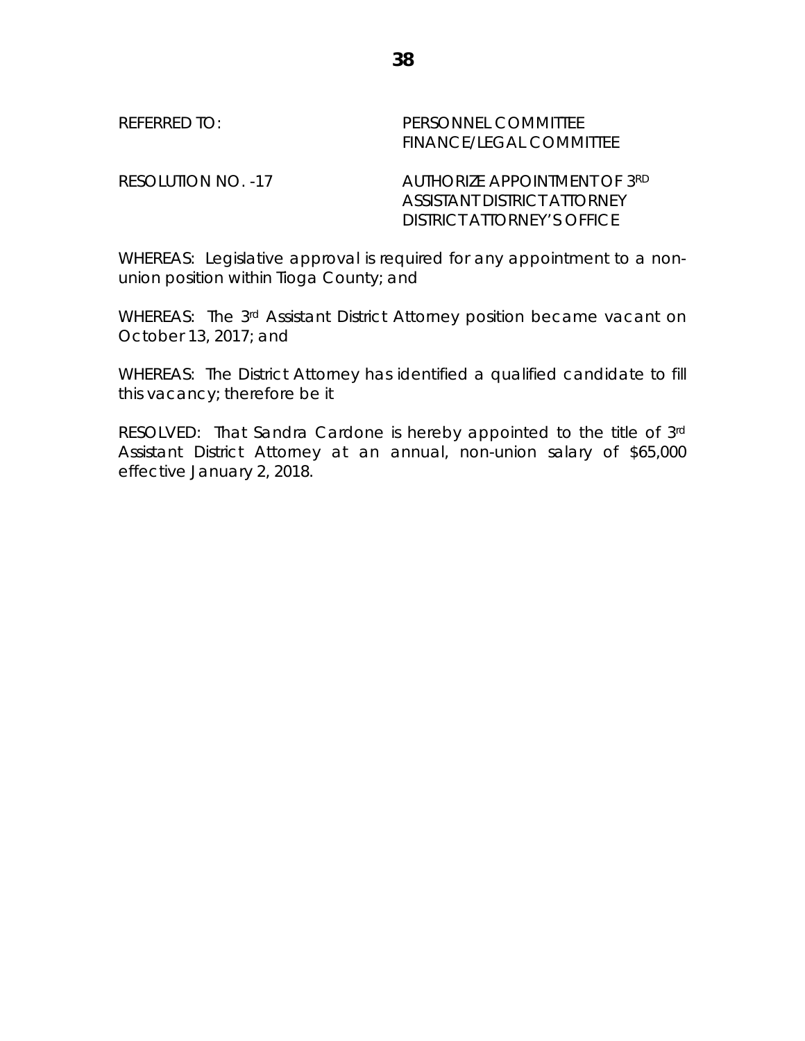REFERRED TO: PERSONNEL COMMITTEE
FINANCE/LEGAL COMMITTEE

RESOLUTION NO. -17 AUTHORIZE APPOINTMENT OF 3RD ASSISTANT DISTRICT ATTORNEY
DISTRICT ATTORNEY'S OFFICE

WHEREAS: Legislative approval is required for any appointment to a non-union position within Tioga County; and

WHEREAS: The 3rd Assistant District Attorney position became vacant on October 13, 2017; and

WHEREAS: The District Attorney has identified a qualified candidate to fill this vacancy; therefore be it

RESOLVED: That Sandra Cardone is hereby appointed to the title of 3rd Assistant District Attorney at an annual, non-union salary of $65,000 effective January 2, 2018.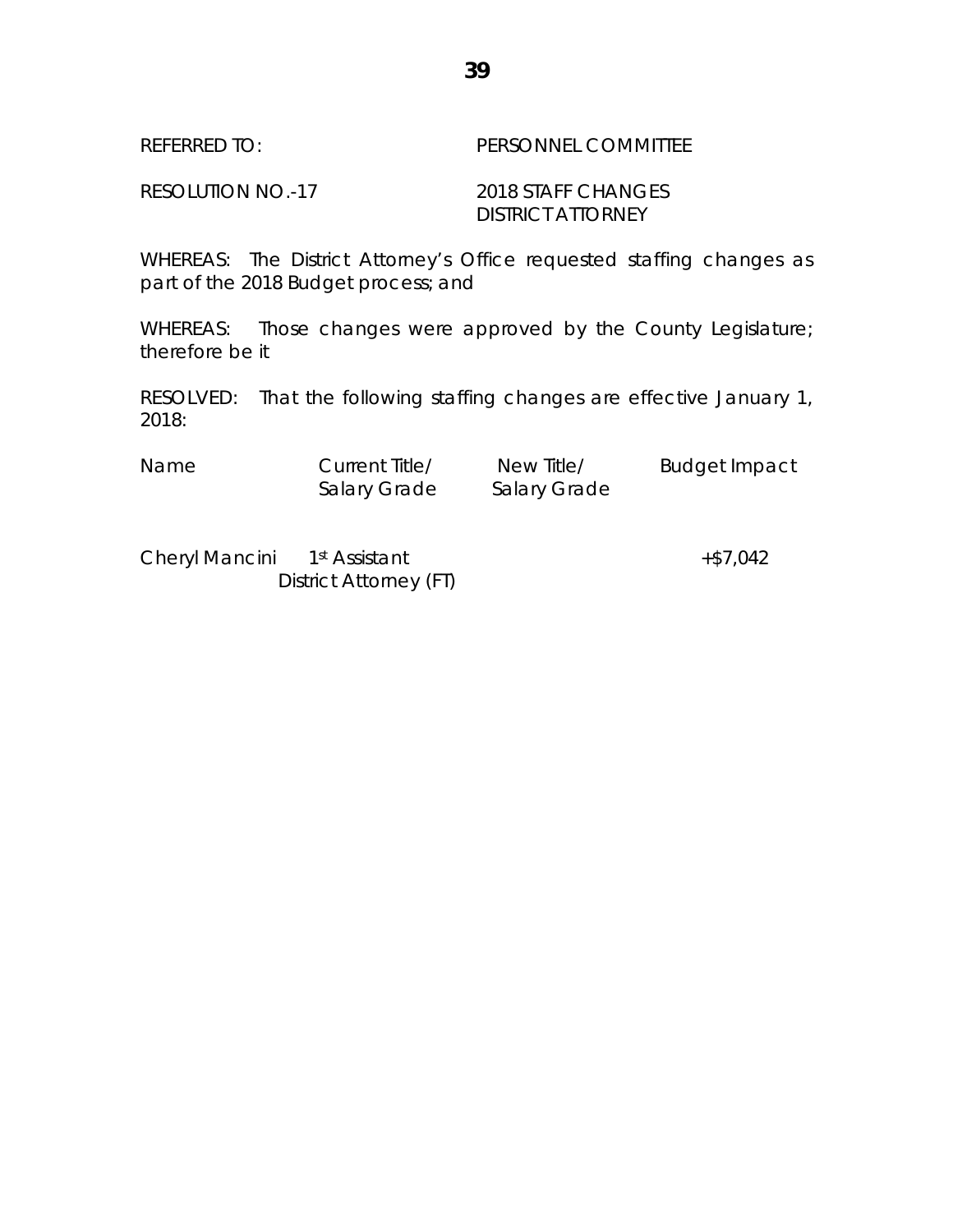REFERRED TO: PERSONNEL COMMITTEE

RESOLUTION NO.-17 2018 STAFF CHANGES DISTRICT ATTORNEY

WHEREAS: The District Attorney's Office requested staffing changes as part of the 2018 Budget process; and

WHEREAS: Those changes were approved by the County Legislature; therefore be it

RESOLVED: That the following staffing changes are effective January 1, 2018:

| Name | Current Title/ Salary Grade | New Title/ Salary Grade | Budget Impact |
|---|---|---|---|
| Cheryl Mancini | 1st Assistant District Attorney (FT) | | +$7,042 |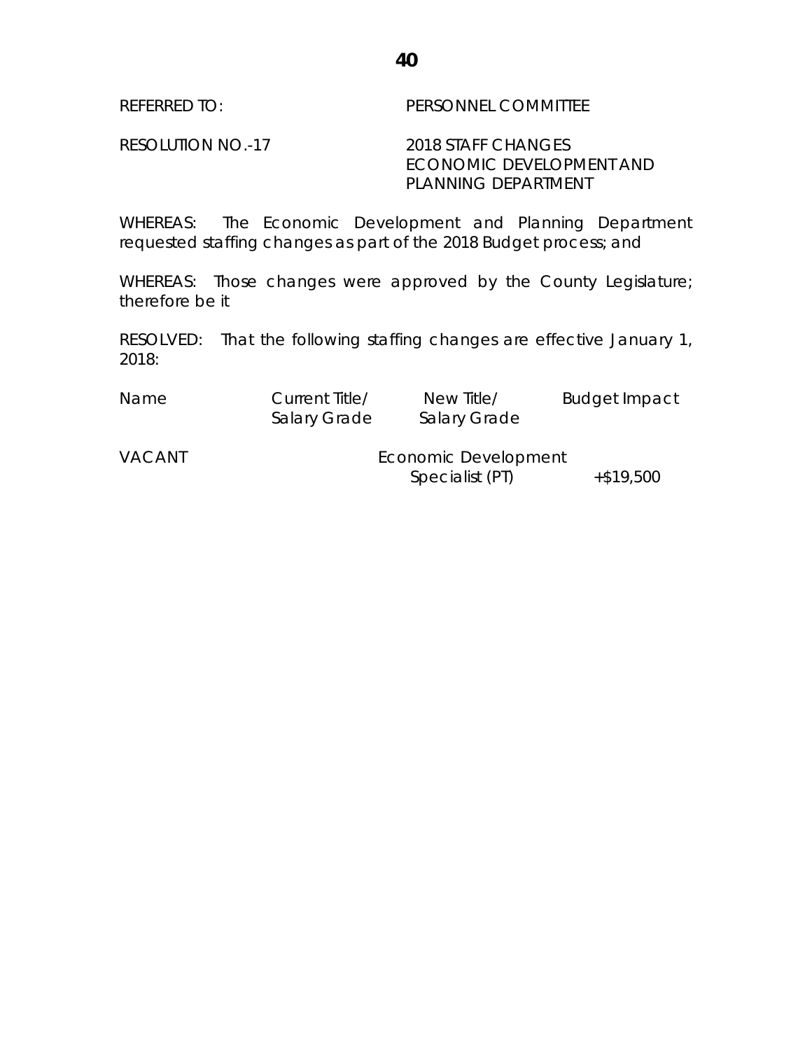REFERRED TO: PERSONNEL COMMITTEE

RESOLUTION NO.-17 2018 STAFF CHANGES ECONOMIC DEVELOPMENT AND PLANNING DEPARTMENT

WHEREAS: The Economic Development and Planning Department requested staffing changes as part of the 2018 Budget process; and

WHEREAS: Those changes were approved by the County Legislature; therefore be it

RESOLVED: That the following staffing changes are effective January 1, 2018:

| Name | Current Title/ Salary Grade | New Title/ Salary Grade | Budget Impact |
|---|---|---|---|
| VACANT | | Economic Development Specialist (PT) | +$19,500 |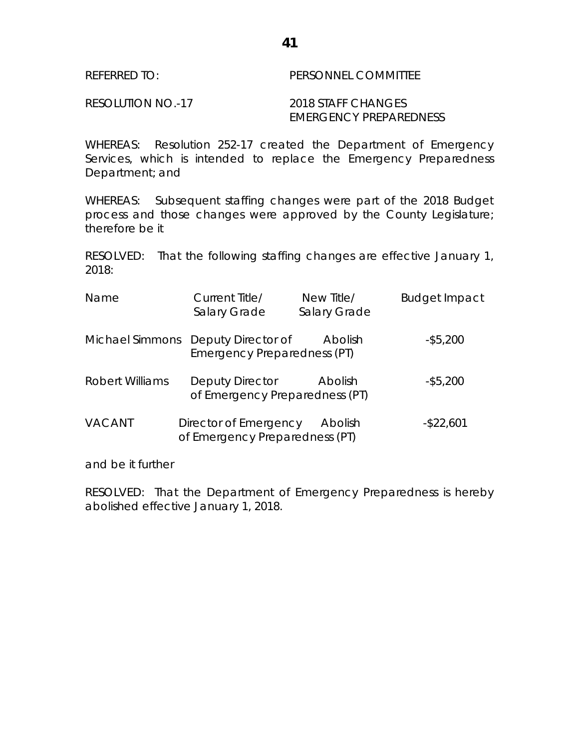REFERRED TO: PERSONNEL COMMITTEE

RESOLUTION NO.-17 2018 STAFF CHANGES EMERGENCY PREPAREDNESS

WHEREAS: Resolution 252-17 created the Department of Emergency Services, which is intended to replace the Emergency Preparedness Department; and

WHEREAS: Subsequent staffing changes were part of the 2018 Budget process and those changes were approved by the County Legislature; therefore be it

RESOLVED: That the following staffing changes are effective January 1, 2018:

| Name | Current Title/ Salary Grade | New Title/ Salary Grade | Budget Impact |
|---|---|---|---|
| Michael Simmons | Deputy Director of Emergency Preparedness (PT) | Abolish | -$5,200 |
| Robert Williams | Deputy Director of Emergency Preparedness (PT) | Abolish | -$5,200 |
| VACANT | Director of Emergency of Emergency Preparedness (PT) | Abolish | -$22,601 |

and be it further

RESOLVED: That the Department of Emergency Preparedness is hereby abolished effective January 1, 2018.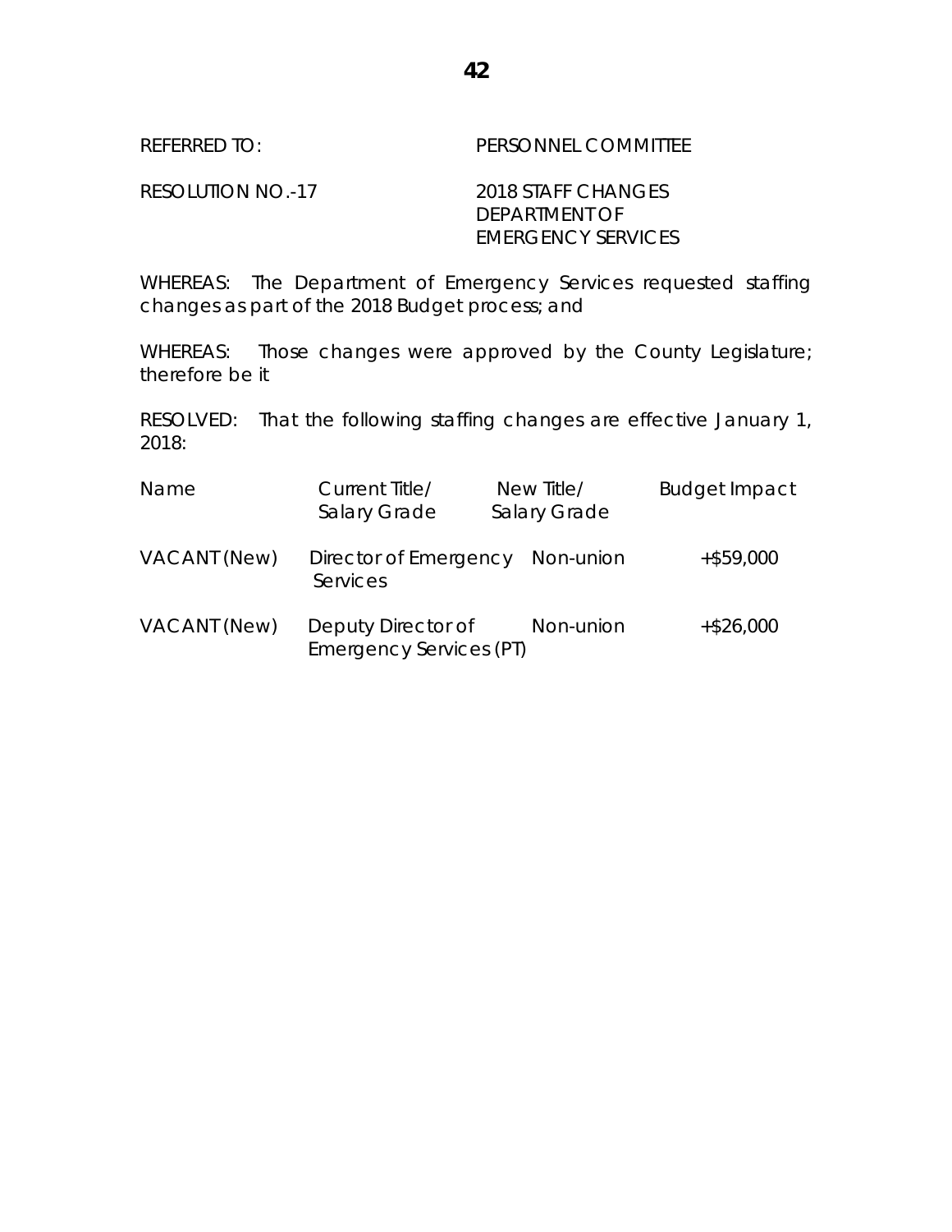REFERRED TO: PERSONNEL COMMITTEE

RESOLUTION NO.-17 2018 STAFF CHANGES DEPARTMENT OF EMERGENCY SERVICES

WHEREAS: The Department of Emergency Services requested staffing changes as part of the 2018 Budget process; and

WHEREAS: Those changes were approved by the County Legislature; therefore be it

RESOLVED: That the following staffing changes are effective January 1, 2018:

| Name | Current Title/ Salary Grade | New Title/ Salary Grade | Budget Impact |
|---|---|---|---|
| VACANT (New) | Director of Emergency Services | Non-union | +$59,000 |
| VACANT (New) | Deputy Director of Emergency Services (PT) | Non-union | +$26,000 |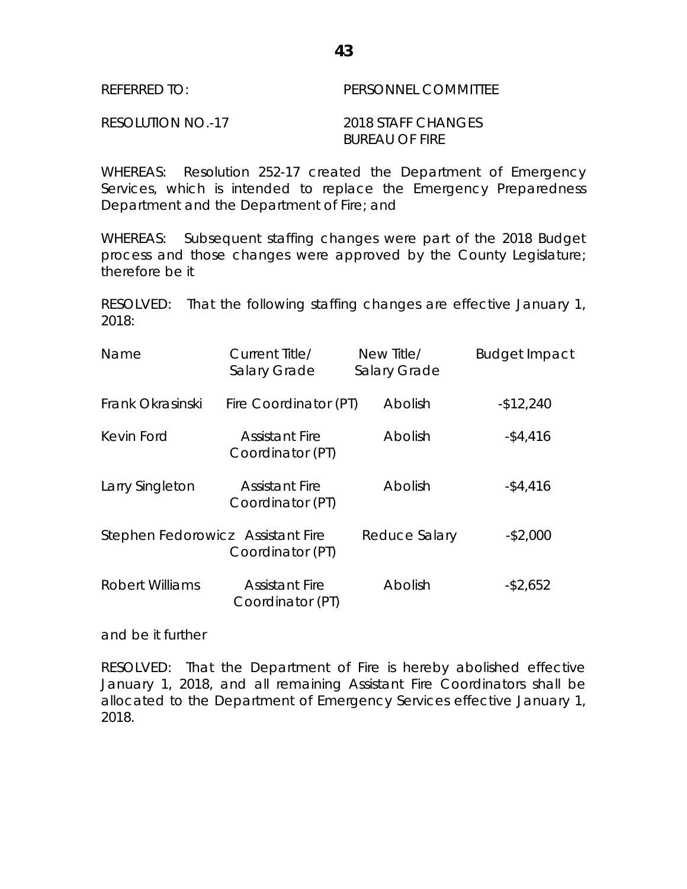REFERRED TO: PERSONNEL COMMITTEE

RESOLUTION NO.-17 2018 STAFF CHANGES
BUREAU OF FIRE

WHEREAS: Resolution 252-17 created the Department of Emergency Services, which is intended to replace the Emergency Preparedness Department and the Department of Fire; and

WHEREAS: Subsequent staffing changes were part of the 2018 Budget process and those changes were approved by the County Legislature; therefore be it

RESOLVED: That the following staffing changes are effective January 1, 2018:

| Name | Current Title/ Salary Grade | New Title/ Salary Grade | Budget Impact |
|---|---|---|---|
| Frank Okrasinski | Fire Coordinator (PT) | Abolish | -$12,240 |
| Kevin Ford | Assistant Fire Coordinator (PT) | Abolish | -$4,416 |
| Larry Singleton | Assistant Fire Coordinator (PT) | Abolish | -$4,416 |
| Stephen Fedorowicz | Assistant Fire Coordinator (PT) | Reduce Salary | -$2,000 |
| Robert Williams | Assistant Fire Coordinator (PT) | Abolish | -$2,652 |

and be it further

RESOLVED: That the Department of Fire is hereby abolished effective January 1, 2018, and all remaining Assistant Fire Coordinators shall be allocated to the Department of Emergency Services effective January 1, 2018.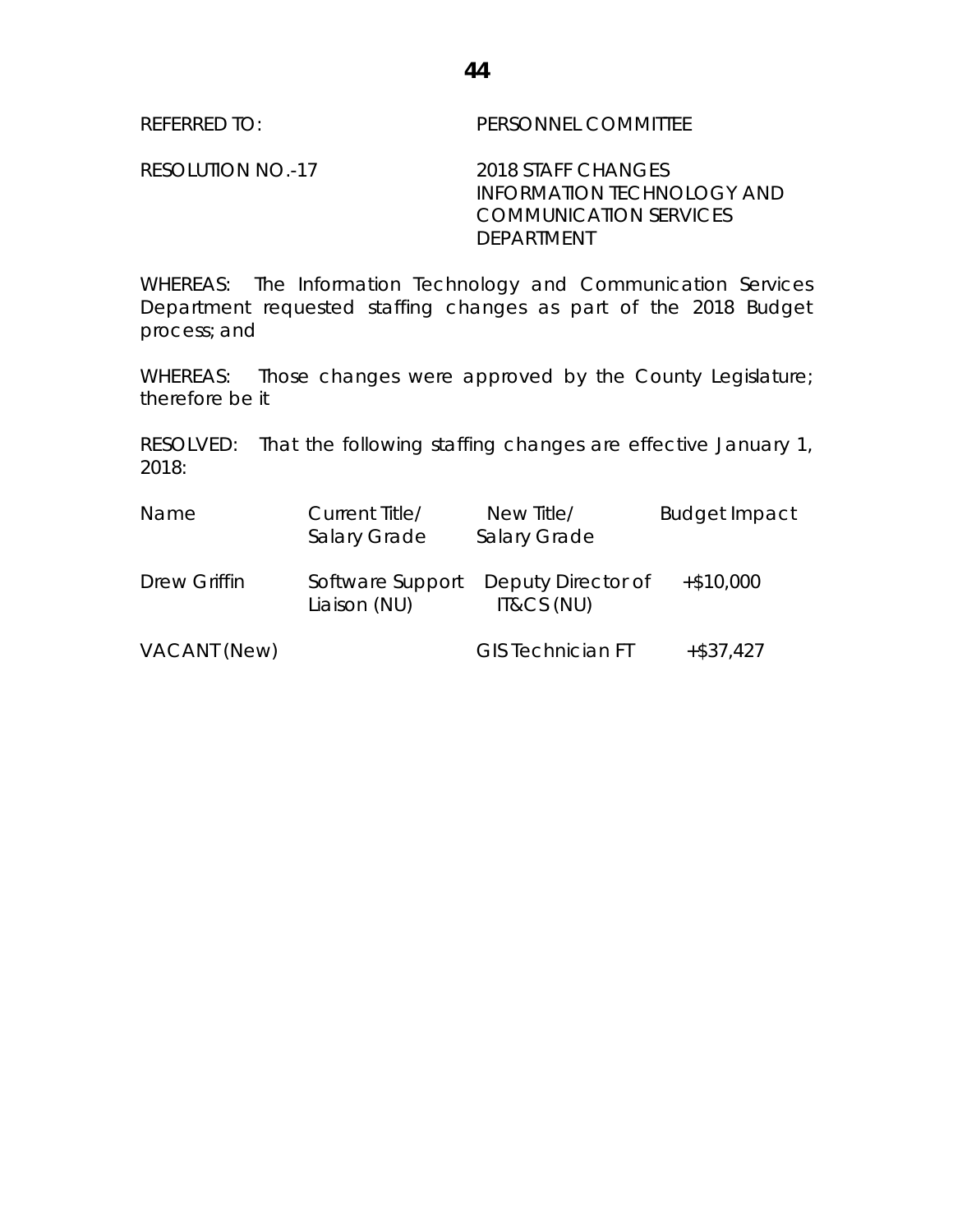REFERRED TO: PERSONNEL COMMITTEE

RESOLUTION NO.-17 2018 STAFF CHANGES INFORMATION TECHNOLOGY AND COMMUNICATION SERVICES DEPARTMENT

WHEREAS: The Information Technology and Communication Services Department requested staffing changes as part of the 2018 Budget process; and

WHEREAS: Those changes were approved by the County Legislature; therefore be it

RESOLVED: That the following staffing changes are effective January 1, 2018:

| Name | Current Title/ Salary Grade | New Title/ Salary Grade | Budget Impact |
|---|---|---|---|
| Drew Griffin | Software Support Liaison (NU) | Deputy Director of IT&CS (NU) | +$10,000 |
| VACANT (New) | | GIS Technician FT | +$37,427 |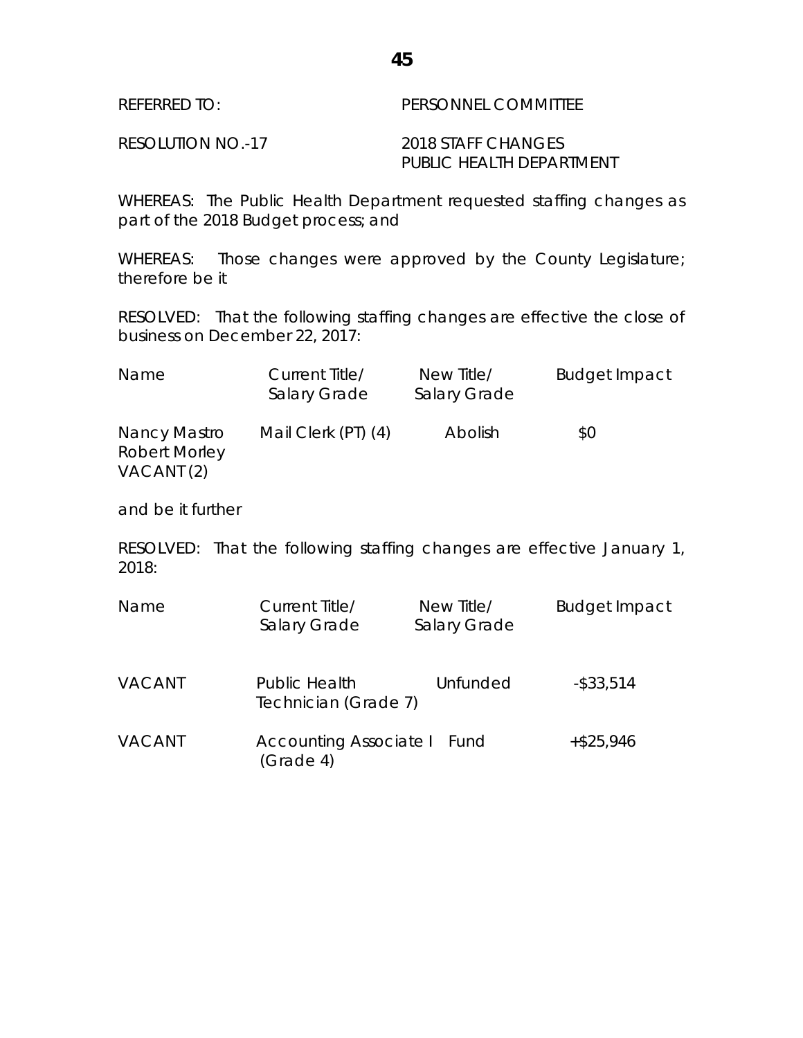REFERRED TO: PERSONNEL COMMITTEE

RESOLUTION NO.-17 2018 STAFF CHANGES
PUBLIC HEALTH DEPARTMENT

WHEREAS: The Public Health Department requested staffing changes as part of the 2018 Budget process; and

WHEREAS: Those changes were approved by the County Legislature; therefore be it

RESOLVED: That the following staffing changes are effective the close of business on December 22, 2017:

| Name | Current Title/ Salary Grade | New Title/ Salary Grade | Budget Impact |
|---|---|---|---|
| Nancy Mastro<br>Robert Morley<br>VACANT (2) | Mail Clerk (PT) (4) | Abolish | $0 |

and be it further

RESOLVED: That the following staffing changes are effective January 1, 2018:

| Name | Current Title/ Salary Grade | New Title/ Salary Grade | Budget Impact |
|---|---|---|---|
| VACANT | Public Health Technician (Grade 7) | Unfunded | -$33,514 |
| VACANT | Accounting Associate I (Grade 4) | Fund | +$25,946 |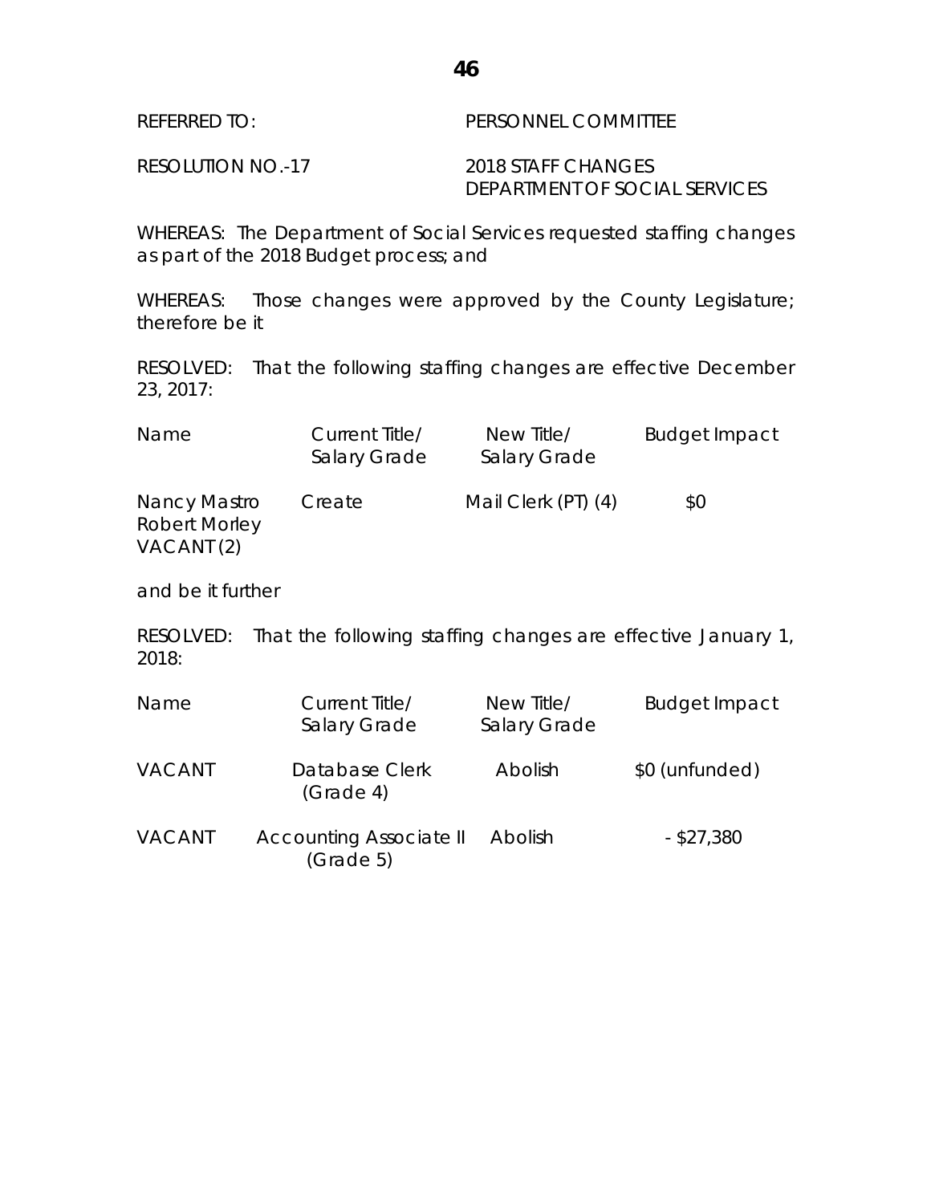REFERRED TO: PERSONNEL COMMITTEE

RESOLUTION NO.-17 2018 STAFF CHANGES
DEPARTMENT OF SOCIAL SERVICES

WHEREAS: The Department of Social Services requested staffing changes as part of the 2018 Budget process; and

WHEREAS: Those changes were approved by the County Legislature; therefore be it

RESOLVED: That the following staffing changes are effective December 23, 2017:

| Name | Current Title/ Salary Grade | New Title/ Salary Grade | Budget Impact |
|---|---|---|---|
| Nancy Mastro<br>Robert Morley<br>VACANT (2) | Create | Mail Clerk (PT) (4) | $0 |

and be it further

RESOLVED: That the following staffing changes are effective January 1, 2018:

| Name | Current Title/ Salary Grade | New Title/ Salary Grade | Budget Impact |
|---|---|---|---|
| VACANT | Database Clerk (Grade 4) | Abolish | $0 (unfunded) |
| VACANT | Accounting Associate II (Grade 5) | Abolish | - $27,380 |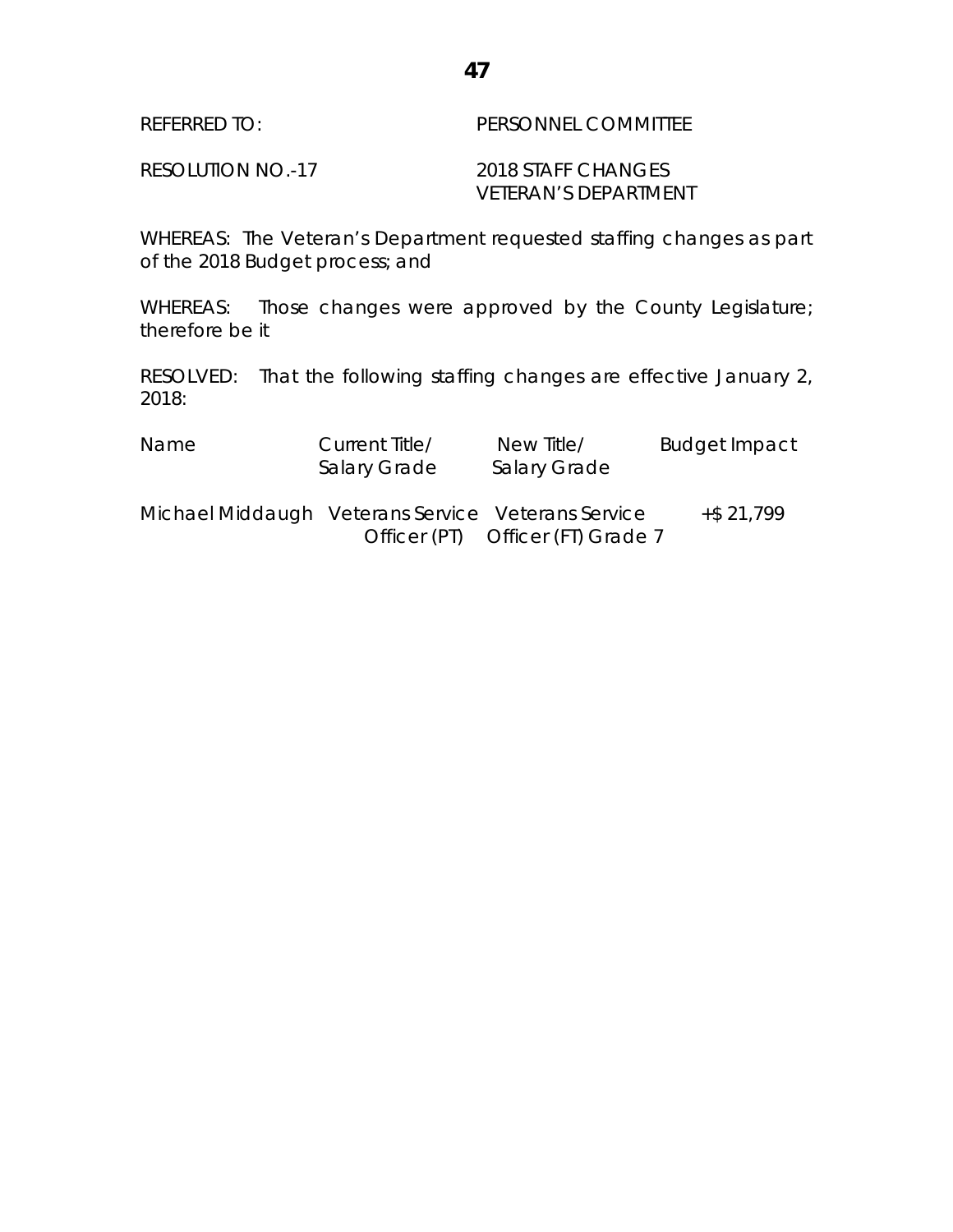REFERRED TO: PERSONNEL COMMITTEE

RESOLUTION NO.-17 2018 STAFF CHANGES
VETERAN'S DEPARTMENT

WHEREAS: The Veteran's Department requested staffing changes as part of the 2018 Budget process; and

WHEREAS: Those changes were approved by the County Legislature; therefore be it

RESOLVED: That the following staffing changes are effective January 2, 2018:

| Name | Current Title/ Salary Grade | New Title/ Salary Grade | Budget Impact |
|---|---|---|---|
| Michael Middaugh | Veterans Service Officer (PT) | Veterans Service Officer (FT) Grade 7 | +$ 21,799 |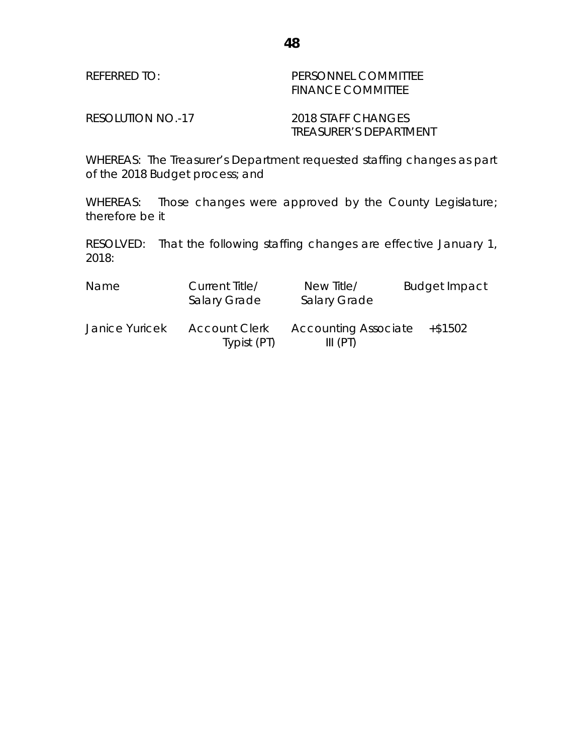REFERRED TO: PERSONNEL COMMITTEE
FINANCE COMMITTEE

RESOLUTION NO.-17 2018 STAFF CHANGES
TREASURER'S DEPARTMENT

WHEREAS: The Treasurer's Department requested staffing changes as part of the 2018 Budget process; and

WHEREAS: Those changes were approved by the County Legislature; therefore be it

RESOLVED: That the following staffing changes are effective January 1, 2018:

| Name | Current Title/ Salary Grade | New Title/ Salary Grade | Budget Impact |
|---|---|---|---|
| Janice Yuricek | Account Clerk Typist (PT) | Accounting Associate III (PT) | +$1502 |